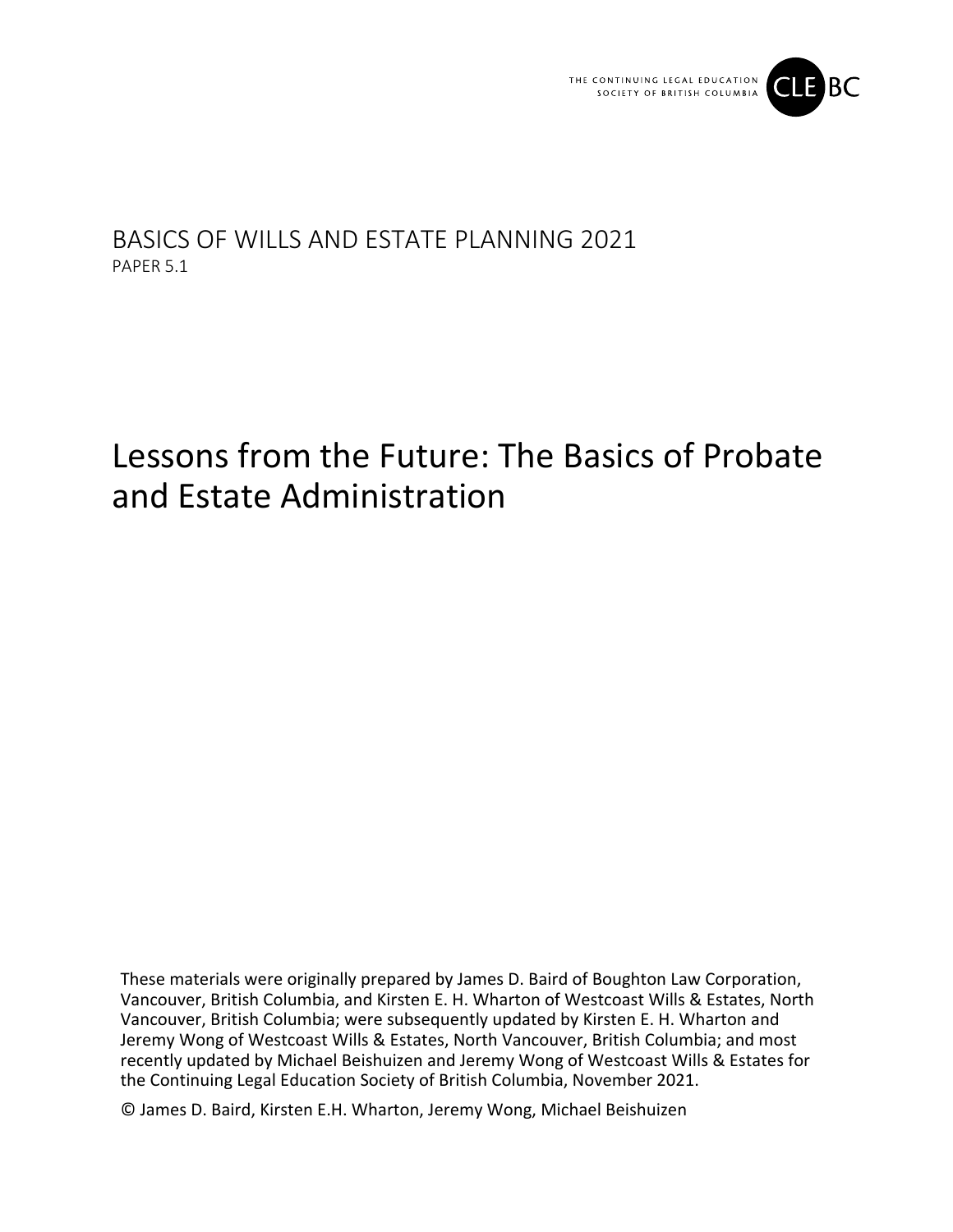THE CONTINUING LEGAL EDUCATION SOCIETY OF BRITISH COLUMBIA CLE BC

BASICS OF WILLS AND ESTATE PLANNING 2021
PAPER 5.1

# Lessons from the Future: The Basics of Probate and Estate Administration

These materials were originally prepared by James D. Baird of Boughton Law Corporation, Vancouver, British Columbia, and Kirsten E. H. Wharton of Westcoast Wills & Estates, North Vancouver, British Columbia; were subsequently updated by Kirsten E. H. Wharton and Jeremy Wong of Westcoast Wills & Estates, North Vancouver, British Columbia; and most recently updated by Michael Beishuizen and Jeremy Wong of Westcoast Wills & Estates for the Continuing Legal Education Society of British Columbia, November 2021.

© James D. Baird, Kirsten E.H. Wharton, Jeremy Wong, Michael Beishuizen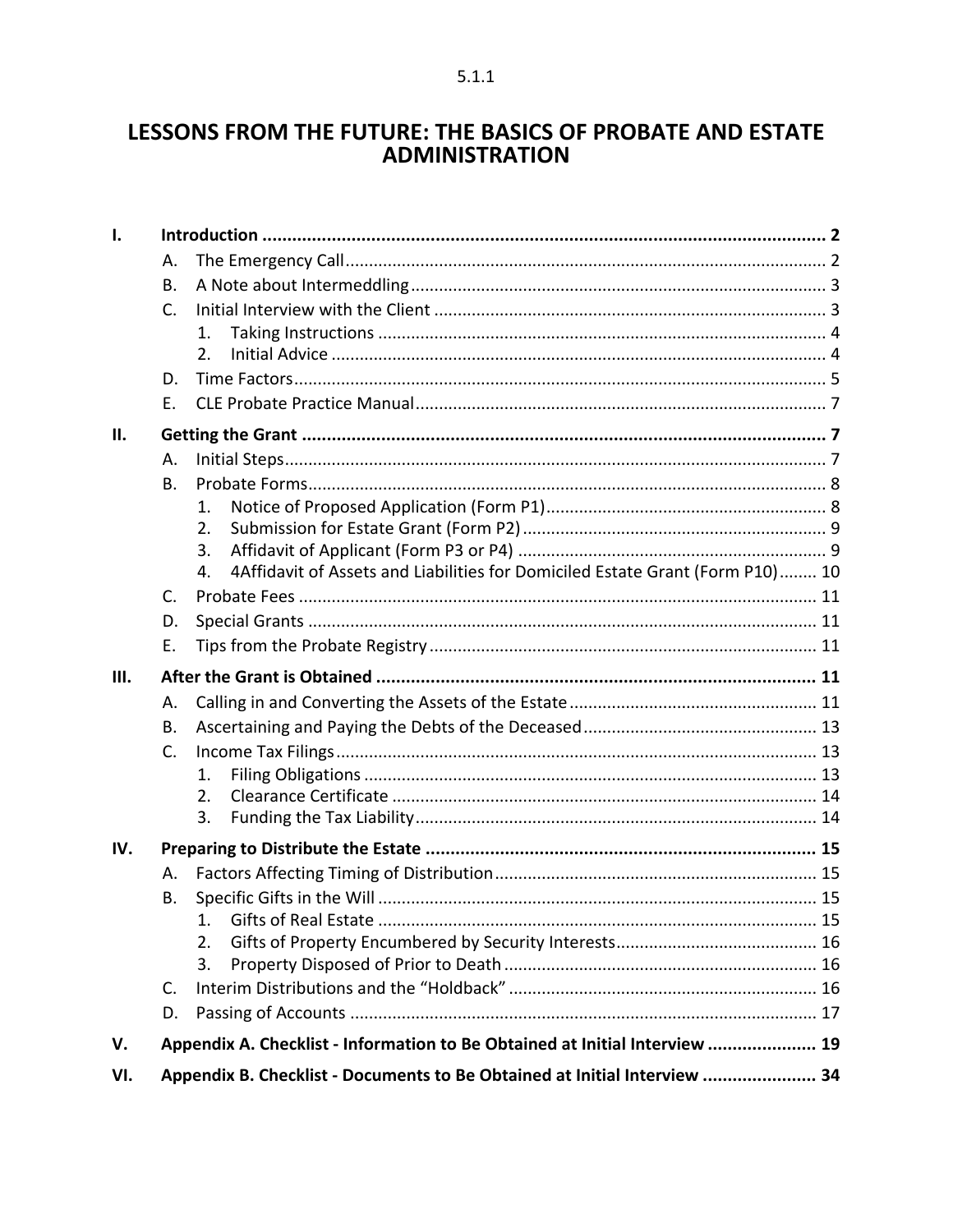# LESSONS FROM THE FUTURE: THE BASICS OF PROBATE AND ESTATE ADMINISTRATION

| | | |
|---|---|---|
| **I.** | **Introduction** | **2** |
| | A. The Emergency Call | 2 |
| | B. A Note about Intermeddling | 3 |
| | C. Initial Interview with the Client | 3 |
| | 1. Taking Instructions | 4 |
| | 2. Initial Advice | 4 |
| | D. Time Factors | 5 |
| | E. CLE Probate Practice Manual | 7 |
| **II.** | **Getting the Grant** | **7** |
| | A. Initial Steps | 7 |
| | B. Probate Forms | 8 |
| | 1. Notice of Proposed Application (Form P1) | 8 |
| | 2. Submission for Estate Grant (Form P2) | 9 |
| | 3. Affidavit of Applicant (Form P3 or P4) | 9 |
| | 4. 4Affidavit of Assets and Liabilities for Domiciled Estate Grant (Form P10) | 10 |
| | C. Probate Fees | 11 |
| | D. Special Grants | 11 |
| | E. Tips from the Probate Registry | 11 |
| **III.** | **After the Grant is Obtained** | **11** |
| | A. Calling in and Converting the Assets of the Estate | 11 |
| | B. Ascertaining and Paying the Debts of the Deceased | 13 |
| | C. Income Tax Filings | 13 |
| | 1. Filing Obligations | 13 |
| | 2. Clearance Certificate | 14 |
| | 3. Funding the Tax Liability | 14 |
| **IV.** | **Preparing to Distribute the Estate** | **15** |
| | A. Factors Affecting Timing of Distribution | 15 |
| | B. Specific Gifts in the Will | 15 |
| | 1. Gifts of Real Estate | 15 |
| | 2. Gifts of Property Encumbered by Security Interests | 16 |
| | 3. Property Disposed of Prior to Death | 16 |
| | C. Interim Distributions and the "Holdback" | 16 |
| | D. Passing of Accounts | 17 |
| **V.** | **Appendix A. Checklist - Information to Be Obtained at Initial Interview** | **19** |
| **VI.** | **Appendix B. Checklist - Documents to Be Obtained at Initial Interview** | **34** |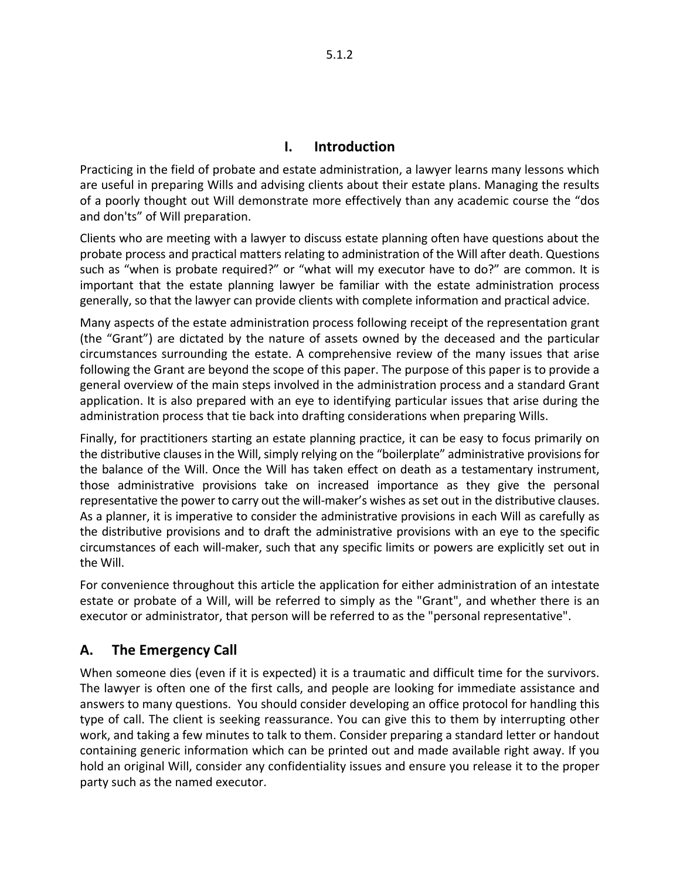# I. Introduction

Practicing in the field of probate and estate administration, a lawyer learns many lessons which are useful in preparing Wills and advising clients about their estate plans. Managing the results of a poorly thought out Will demonstrate more effectively than any academic course the "dos and don'ts" of Will preparation.

Clients who are meeting with a lawyer to discuss estate planning often have questions about the probate process and practical matters relating to administration of the Will after death. Questions such as "when is probate required?" or "what will my executor have to do?" are common. It is important that the estate planning lawyer be familiar with the estate administration process generally, so that the lawyer can provide clients with complete information and practical advice.

Many aspects of the estate administration process following receipt of the representation grant (the "Grant") are dictated by the nature of assets owned by the deceased and the particular circumstances surrounding the estate. A comprehensive review of the many issues that arise following the Grant are beyond the scope of this paper. The purpose of this paper is to provide a general overview of the main steps involved in the administration process and a standard Grant application. It is also prepared with an eye to identifying particular issues that arise during the administration process that tie back into drafting considerations when preparing Wills.

Finally, for practitioners starting an estate planning practice, it can be easy to focus primarily on the distributive clauses in the Will, simply relying on the "boilerplate" administrative provisions for the balance of the Will. Once the Will has taken effect on death as a testamentary instrument, those administrative provisions take on increased importance as they give the personal representative the power to carry out the will-maker's wishes as set out in the distributive clauses. As a planner, it is imperative to consider the administrative provisions in each Will as carefully as the distributive provisions and to draft the administrative provisions with an eye to the specific circumstances of each will-maker, such that any specific limits or powers are explicitly set out in the Will.

For convenience throughout this article the application for either administration of an intestate estate or probate of a Will, will be referred to simply as the "Grant", and whether there is an executor or administrator, that person will be referred to as the "personal representative".

## A. The Emergency Call

When someone dies (even if it is expected) it is a traumatic and difficult time for the survivors. The lawyer is often one of the first calls, and people are looking for immediate assistance and answers to many questions. You should consider developing an office protocol for handling this type of call. The client is seeking reassurance. You can give this to them by interrupting other work, and taking a few minutes to talk to them. Consider preparing a standard letter or handout containing generic information which can be printed out and made available right away. If you hold an original Will, consider any confidentiality issues and ensure you release it to the proper party such as the named executor.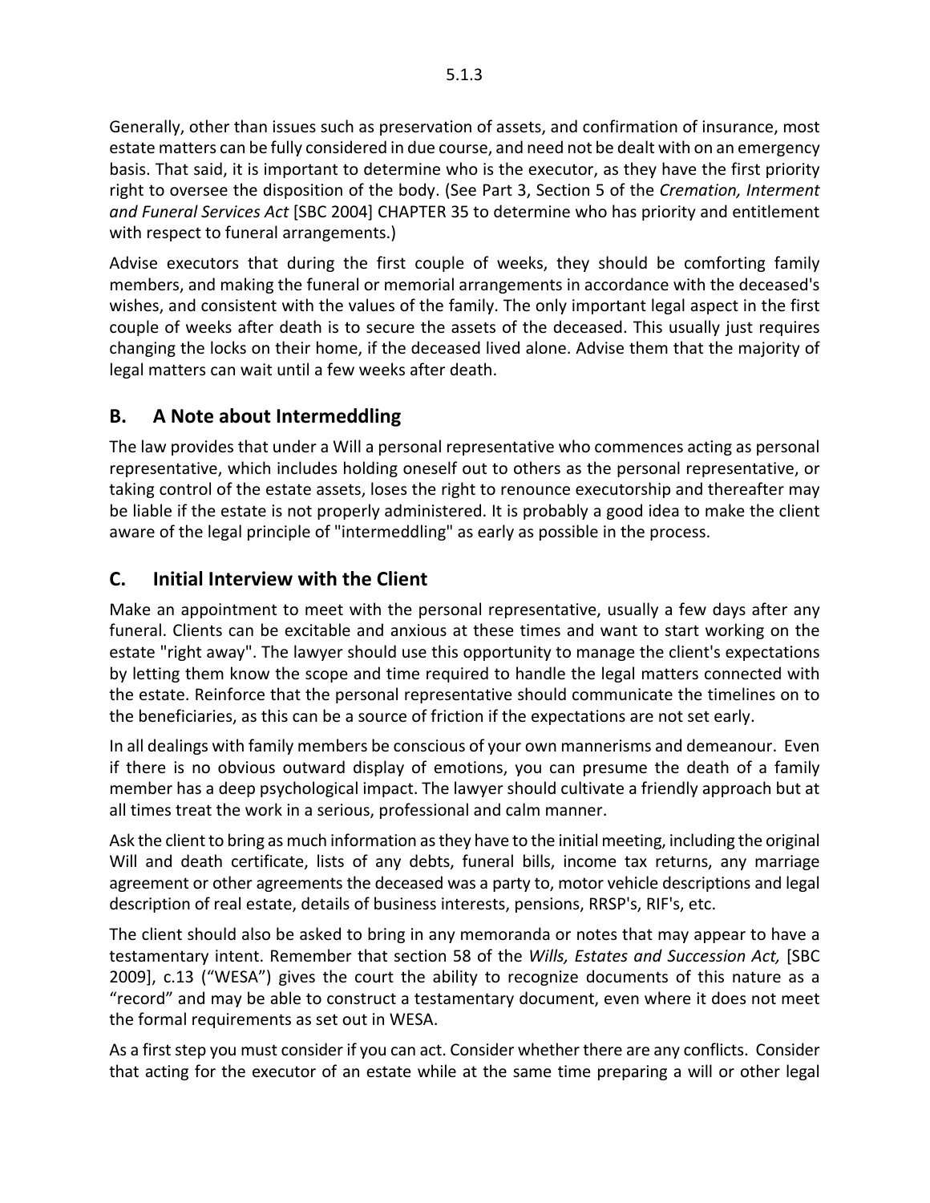Generally, other than issues such as preservation of assets, and confirmation of insurance, most estate matters can be fully considered in due course, and need not be dealt with on an emergency basis. That said, it is important to determine who is the executor, as they have the first priority right to oversee the disposition of the body. (See Part 3, Section 5 of the *Cremation, Interment and Funeral Services Act* [SBC 2004] CHAPTER 35 to determine who has priority and entitlement with respect to funeral arrangements.)

Advise executors that during the first couple of weeks, they should be comforting family members, and making the funeral or memorial arrangements in accordance with the deceased's wishes, and consistent with the values of the family. The only important legal aspect in the first couple of weeks after death is to secure the assets of the deceased. This usually just requires changing the locks on their home, if the deceased lived alone. Advise them that the majority of legal matters can wait until a few weeks after death.

## B. A Note about Intermeddling

The law provides that under a Will a personal representative who commences acting as personal representative, which includes holding oneself out to others as the personal representative, or taking control of the estate assets, loses the right to renounce executorship and thereafter may be liable if the estate is not properly administered. It is probably a good idea to make the client aware of the legal principle of "intermeddling" as early as possible in the process.

## C. Initial Interview with the Client

Make an appointment to meet with the personal representative, usually a few days after any funeral. Clients can be excitable and anxious at these times and want to start working on the estate "right away". The lawyer should use this opportunity to manage the client's expectations by letting them know the scope and time required to handle the legal matters connected with the estate. Reinforce that the personal representative should communicate the timelines on to the beneficiaries, as this can be a source of friction if the expectations are not set early.

In all dealings with family members be conscious of your own mannerisms and demeanour. Even if there is no obvious outward display of emotions, you can presume the death of a family member has a deep psychological impact. The lawyer should cultivate a friendly approach but at all times treat the work in a serious, professional and calm manner.

Ask the client to bring as much information as they have to the initial meeting, including the original Will and death certificate, lists of any debts, funeral bills, income tax returns, any marriage agreement or other agreements the deceased was a party to, motor vehicle descriptions and legal description of real estate, details of business interests, pensions, RRSP's, RIF's, etc.

The client should also be asked to bring in any memoranda or notes that may appear to have a testamentary intent. Remember that section 58 of the *Wills, Estates and Succession Act,* [SBC 2009], c.13 ("WESA") gives the court the ability to recognize documents of this nature as a "record" and may be able to construct a testamentary document, even where it does not meet the formal requirements as set out in WESA.

As a first step you must consider if you can act. Consider whether there are any conflicts. Consider that acting for the executor of an estate while at the same time preparing a will or other legal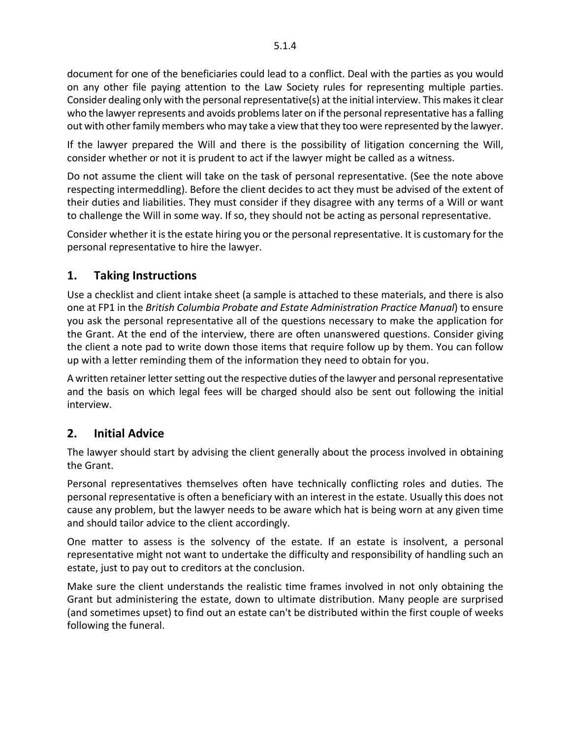document for one of the beneficiaries could lead to a conflict. Deal with the parties as you would on any other file paying attention to the Law Society rules for representing multiple parties. Consider dealing only with the personal representative(s) at the initial interview. This makes it clear who the lawyer represents and avoids problems later on if the personal representative has a falling out with other family members who may take a view that they too were represented by the lawyer.

If the lawyer prepared the Will and there is the possibility of litigation concerning the Will, consider whether or not it is prudent to act if the lawyer might be called as a witness.

Do not assume the client will take on the task of personal representative. (See the note above respecting intermeddling). Before the client decides to act they must be advised of the extent of their duties and liabilities. They must consider if they disagree with any terms of a Will or want to challenge the Will in some way. If so, they should not be acting as personal representative.

Consider whether it is the estate hiring you or the personal representative. It is customary for the personal representative to hire the lawyer.

## 1. Taking Instructions

Use a checklist and client intake sheet (a sample is attached to these materials, and there is also one at FP1 in the *British Columbia Probate and Estate Administration Practice Manual*) to ensure you ask the personal representative all of the questions necessary to make the application for the Grant. At the end of the interview, there are often unanswered questions. Consider giving the client a note pad to write down those items that require follow up by them. You can follow up with a letter reminding them of the information they need to obtain for you.

A written retainer letter setting out the respective duties of the lawyer and personal representative and the basis on which legal fees will be charged should also be sent out following the initial interview.

## 2. Initial Advice

The lawyer should start by advising the client generally about the process involved in obtaining the Grant.

Personal representatives themselves often have technically conflicting roles and duties. The personal representative is often a beneficiary with an interest in the estate. Usually this does not cause any problem, but the lawyer needs to be aware which hat is being worn at any given time and should tailor advice to the client accordingly.

One matter to assess is the solvency of the estate. If an estate is insolvent, a personal representative might not want to undertake the difficulty and responsibility of handling such an estate, just to pay out to creditors at the conclusion.

Make sure the client understands the realistic time frames involved in not only obtaining the Grant but administering the estate, down to ultimate distribution. Many people are surprised (and sometimes upset) to find out an estate can't be distributed within the first couple of weeks following the funeral.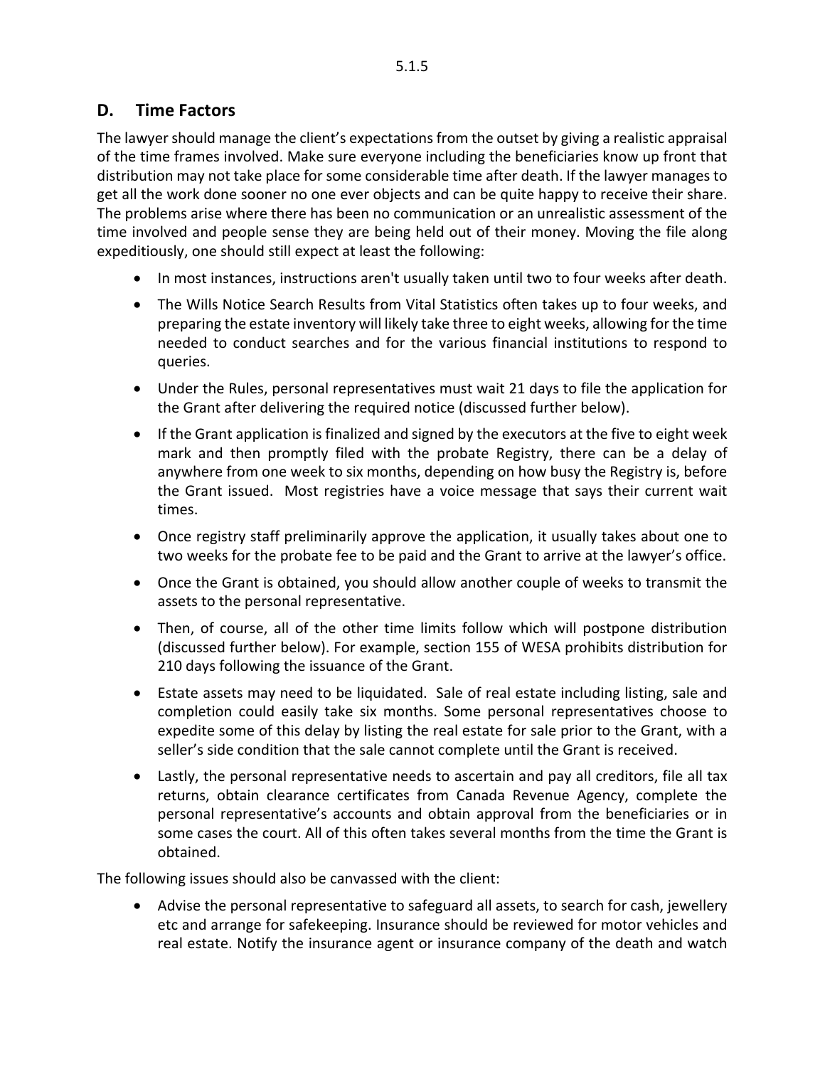## D. Time Factors

The lawyer should manage the client's expectations from the outset by giving a realistic appraisal of the time frames involved. Make sure everyone including the beneficiaries know up front that distribution may not take place for some considerable time after death. If the lawyer manages to get all the work done sooner no one ever objects and can be quite happy to receive their share. The problems arise where there has been no communication or an unrealistic assessment of the time involved and people sense they are being held out of their money. Moving the file along expeditiously, one should still expect at least the following:

- In most instances, instructions aren't usually taken until two to four weeks after death.
- The Wills Notice Search Results from Vital Statistics often takes up to four weeks, and preparing the estate inventory will likely take three to eight weeks, allowing for the time needed to conduct searches and for the various financial institutions to respond to queries.
- Under the Rules, personal representatives must wait 21 days to file the application for the Grant after delivering the required notice (discussed further below).
- If the Grant application is finalized and signed by the executors at the five to eight week mark and then promptly filed with the probate Registry, there can be a delay of anywhere from one week to six months, depending on how busy the Registry is, before the Grant issued. Most registries have a voice message that says their current wait times.
- Once registry staff preliminarily approve the application, it usually takes about one to two weeks for the probate fee to be paid and the Grant to arrive at the lawyer's office.
- Once the Grant is obtained, you should allow another couple of weeks to transmit the assets to the personal representative.
- Then, of course, all of the other time limits follow which will postpone distribution (discussed further below). For example, section 155 of WESA prohibits distribution for 210 days following the issuance of the Grant.
- Estate assets may need to be liquidated. Sale of real estate including listing, sale and completion could easily take six months. Some personal representatives choose to expedite some of this delay by listing the real estate for sale prior to the Grant, with a seller's side condition that the sale cannot complete until the Grant is received.
- Lastly, the personal representative needs to ascertain and pay all creditors, file all tax returns, obtain clearance certificates from Canada Revenue Agency, complete the personal representative's accounts and obtain approval from the beneficiaries or in some cases the court. All of this often takes several months from the time the Grant is obtained.

The following issues should also be canvassed with the client:

- Advise the personal representative to safeguard all assets, to search for cash, jewellery etc and arrange for safekeeping. Insurance should be reviewed for motor vehicles and real estate. Notify the insurance agent or insurance company of the death and watch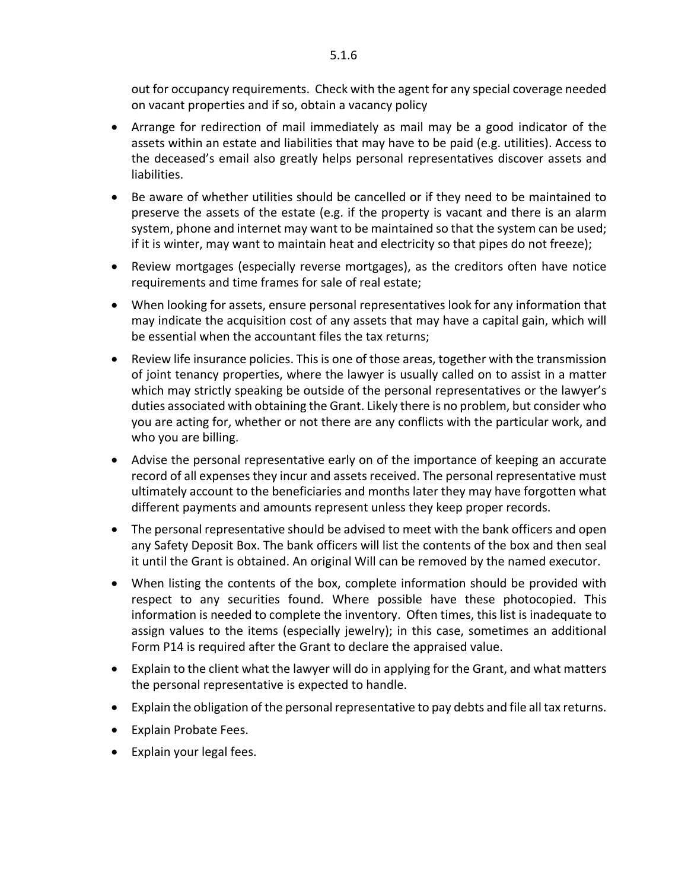out for occupancy requirements. Check with the agent for any special coverage needed on vacant properties and if so, obtain a vacancy policy

- Arrange for redirection of mail immediately as mail may be a good indicator of the assets within an estate and liabilities that may have to be paid (e.g. utilities). Access to the deceased's email also greatly helps personal representatives discover assets and liabilities.
- Be aware of whether utilities should be cancelled or if they need to be maintained to preserve the assets of the estate (e.g. if the property is vacant and there is an alarm system, phone and internet may want to be maintained so that the system can be used; if it is winter, may want to maintain heat and electricity so that pipes do not freeze);
- Review mortgages (especially reverse mortgages), as the creditors often have notice requirements and time frames for sale of real estate;
- When looking for assets, ensure personal representatives look for any information that may indicate the acquisition cost of any assets that may have a capital gain, which will be essential when the accountant files the tax returns;
- Review life insurance policies. This is one of those areas, together with the transmission of joint tenancy properties, where the lawyer is usually called on to assist in a matter which may strictly speaking be outside of the personal representatives or the lawyer's duties associated with obtaining the Grant. Likely there is no problem, but consider who you are acting for, whether or not there are any conflicts with the particular work, and who you are billing.
- Advise the personal representative early on of the importance of keeping an accurate record of all expenses they incur and assets received. The personal representative must ultimately account to the beneficiaries and months later they may have forgotten what different payments and amounts represent unless they keep proper records.
- The personal representative should be advised to meet with the bank officers and open any Safety Deposit Box. The bank officers will list the contents of the box and then seal it until the Grant is obtained. An original Will can be removed by the named executor.
- When listing the contents of the box, complete information should be provided with respect to any securities found. Where possible have these photocopied. This information is needed to complete the inventory. Often times, this list is inadequate to assign values to the items (especially jewelry); in this case, sometimes an additional Form P14 is required after the Grant to declare the appraised value.
- Explain to the client what the lawyer will do in applying for the Grant, and what matters the personal representative is expected to handle.
- Explain the obligation of the personal representative to pay debts and file all tax returns.
- Explain Probate Fees.
- Explain your legal fees.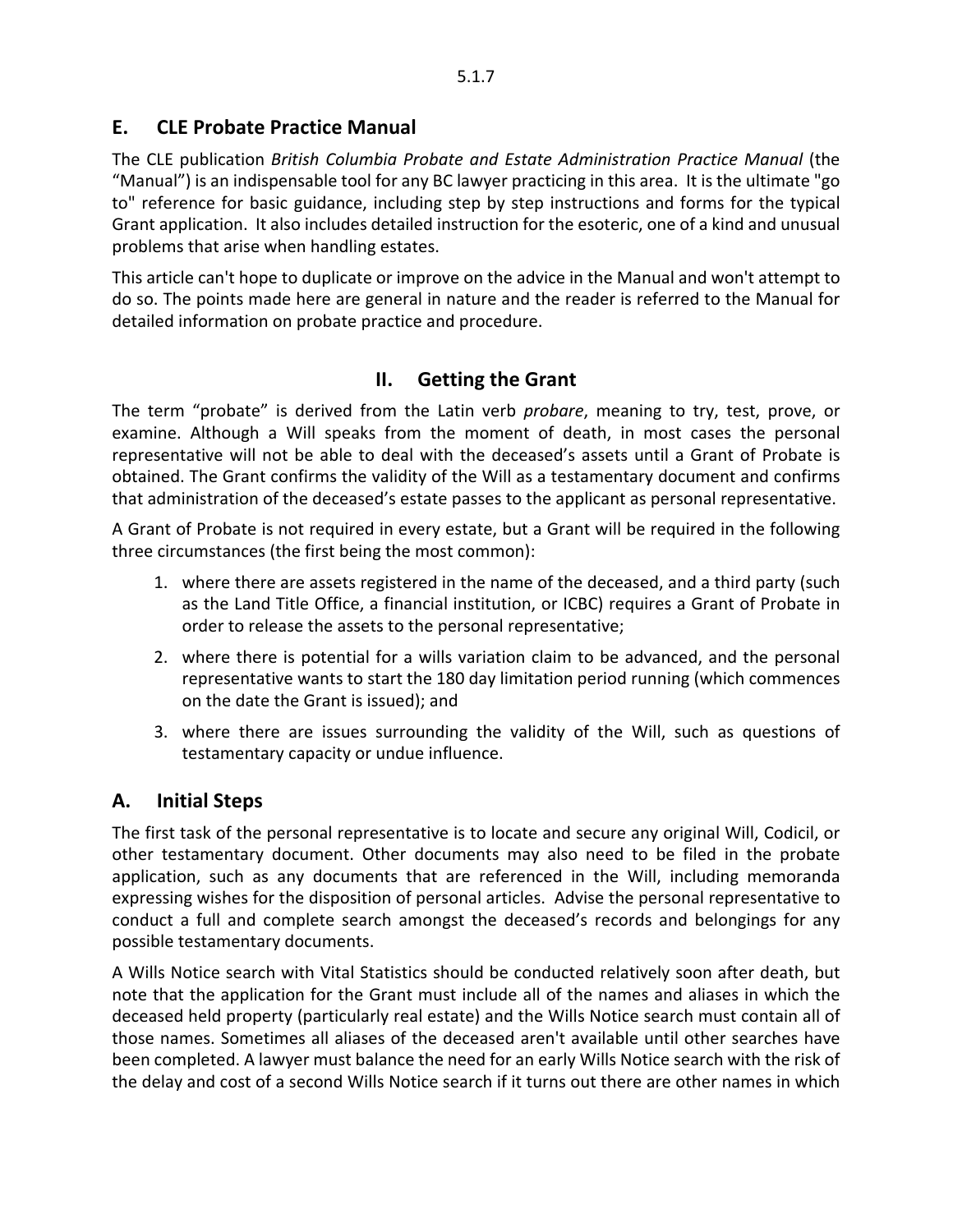## E. CLE Probate Practice Manual

The CLE publication *British Columbia Probate and Estate Administration Practice Manual* (the "Manual") is an indispensable tool for any BC lawyer practicing in this area. It is the ultimate "go to" reference for basic guidance, including step by step instructions and forms for the typical Grant application. It also includes detailed instruction for the esoteric, one of a kind and unusual problems that arise when handling estates.

This article can't hope to duplicate or improve on the advice in the Manual and won't attempt to do so. The points made here are general in nature and the reader is referred to the Manual for detailed information on probate practice and procedure.

# II. Getting the Grant

The term "probate" is derived from the Latin verb *probare*, meaning to try, test, prove, or examine. Although a Will speaks from the moment of death, in most cases the personal representative will not be able to deal with the deceased's assets until a Grant of Probate is obtained. The Grant confirms the validity of the Will as a testamentary document and confirms that administration of the deceased's estate passes to the applicant as personal representative.

A Grant of Probate is not required in every estate, but a Grant will be required in the following three circumstances (the first being the most common):

1. where there are assets registered in the name of the deceased, and a third party (such as the Land Title Office, a financial institution, or ICBC) requires a Grant of Probate in order to release the assets to the personal representative;
2. where there is potential for a wills variation claim to be advanced, and the personal representative wants to start the 180 day limitation period running (which commences on the date the Grant is issued); and
3. where there are issues surrounding the validity of the Will, such as questions of testamentary capacity or undue influence.

## A. Initial Steps

The first task of the personal representative is to locate and secure any original Will, Codicil, or other testamentary document. Other documents may also need to be filed in the probate application, such as any documents that are referenced in the Will, including memoranda expressing wishes for the disposition of personal articles. Advise the personal representative to conduct a full and complete search amongst the deceased's records and belongings for any possible testamentary documents.

A Wills Notice search with Vital Statistics should be conducted relatively soon after death, but note that the application for the Grant must include all of the names and aliases in which the deceased held property (particularly real estate) and the Wills Notice search must contain all of those names. Sometimes all aliases of the deceased aren't available until other searches have been completed. A lawyer must balance the need for an early Wills Notice search with the risk of the delay and cost of a second Wills Notice search if it turns out there are other names in which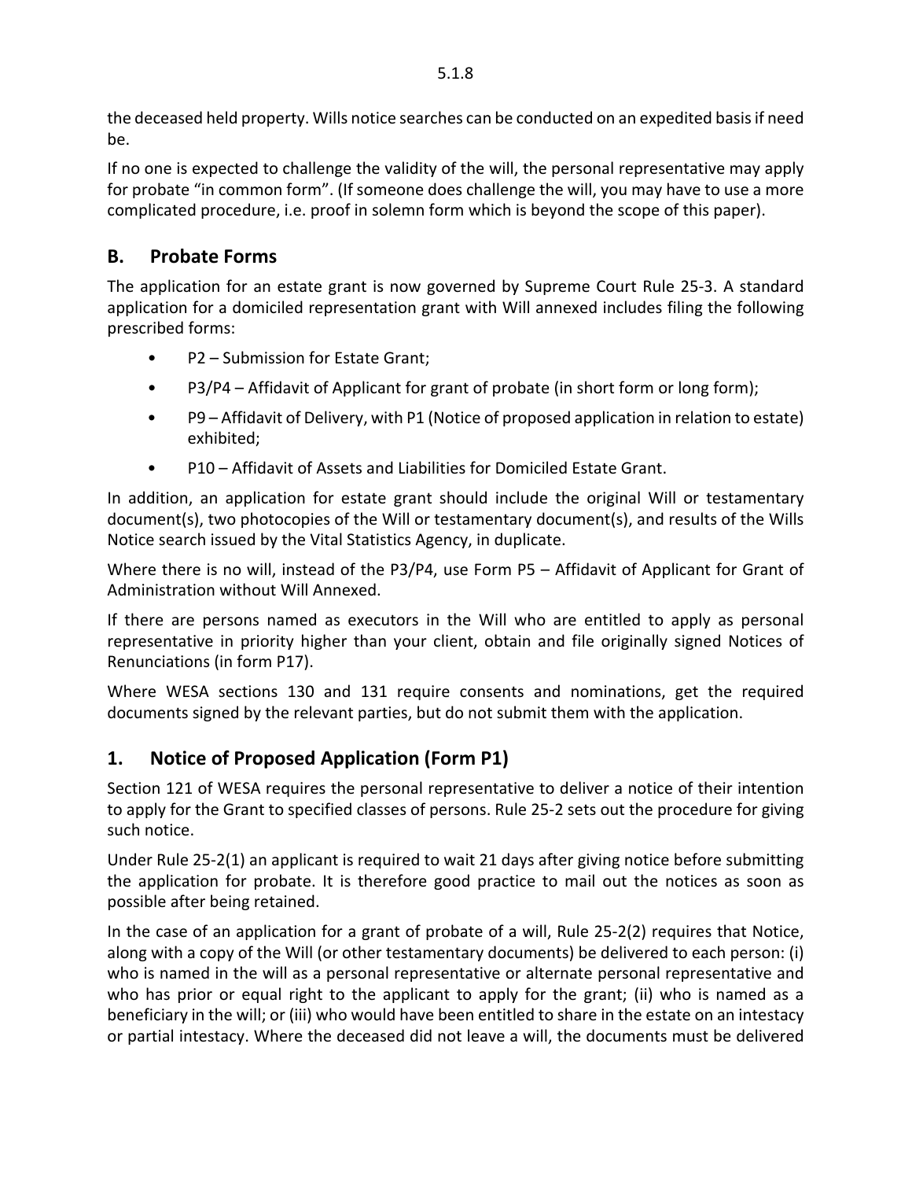the deceased held property. Wills notice searches can be conducted on an expedited basis if need be.

If no one is expected to challenge the validity of the will, the personal representative may apply for probate "in common form". (If someone does challenge the will, you may have to use a more complicated procedure, i.e. proof in solemn form which is beyond the scope of this paper).

## B. Probate Forms

The application for an estate grant is now governed by Supreme Court Rule 25-3. A standard application for a domiciled representation grant with Will annexed includes filing the following prescribed forms:

- P2 – Submission for Estate Grant;
- P3/P4 – Affidavit of Applicant for grant of probate (in short form or long form);
- P9 – Affidavit of Delivery, with P1 (Notice of proposed application in relation to estate) exhibited;
- P10 – Affidavit of Assets and Liabilities for Domiciled Estate Grant.

In addition, an application for estate grant should include the original Will or testamentary document(s), two photocopies of the Will or testamentary document(s), and results of the Wills Notice search issued by the Vital Statistics Agency, in duplicate.

Where there is no will, instead of the P3/P4, use Form P5 – Affidavit of Applicant for Grant of Administration without Will Annexed.

If there are persons named as executors in the Will who are entitled to apply as personal representative in priority higher than your client, obtain and file originally signed Notices of Renunciations (in form P17).

Where WESA sections 130 and 131 require consents and nominations, get the required documents signed by the relevant parties, but do not submit them with the application.

## 1. Notice of Proposed Application (Form P1)

Section 121 of WESA requires the personal representative to deliver a notice of their intention to apply for the Grant to specified classes of persons. Rule 25-2 sets out the procedure for giving such notice.

Under Rule 25-2(1) an applicant is required to wait 21 days after giving notice before submitting the application for probate. It is therefore good practice to mail out the notices as soon as possible after being retained.

In the case of an application for a grant of probate of a will, Rule 25-2(2) requires that Notice, along with a copy of the Will (or other testamentary documents) be delivered to each person: (i) who is named in the will as a personal representative or alternate personal representative and who has prior or equal right to the applicant to apply for the grant; (ii) who is named as a beneficiary in the will; or (iii) who would have been entitled to share in the estate on an intestacy or partial intestacy. Where the deceased did not leave a will, the documents must be delivered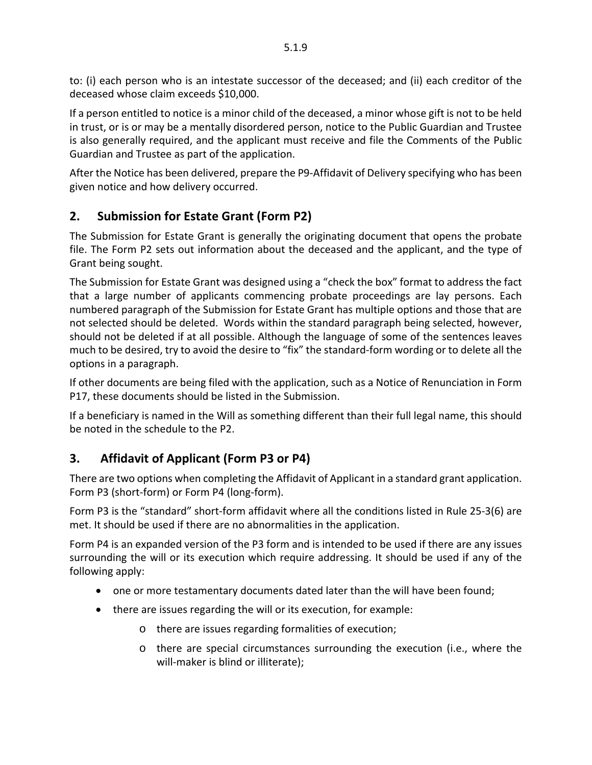to: (i) each person who is an intestate successor of the deceased; and (ii) each creditor of the deceased whose claim exceeds $10,000.

If a person entitled to notice is a minor child of the deceased, a minor whose gift is not to be held in trust, or is or may be a mentally disordered person, notice to the Public Guardian and Trustee is also generally required, and the applicant must receive and file the Comments of the Public Guardian and Trustee as part of the application.

After the Notice has been delivered, prepare the P9-Affidavit of Delivery specifying who has been given notice and how delivery occurred.

## 2. Submission for Estate Grant (Form P2)

The Submission for Estate Grant is generally the originating document that opens the probate file. The Form P2 sets out information about the deceased and the applicant, and the type of Grant being sought.

The Submission for Estate Grant was designed using a "check the box" format to address the fact that a large number of applicants commencing probate proceedings are lay persons. Each numbered paragraph of the Submission for Estate Grant has multiple options and those that are not selected should be deleted. Words within the standard paragraph being selected, however, should not be deleted if at all possible. Although the language of some of the sentences leaves much to be desired, try to avoid the desire to "fix" the standard-form wording or to delete all the options in a paragraph.

If other documents are being filed with the application, such as a Notice of Renunciation in Form P17, these documents should be listed in the Submission.

If a beneficiary is named in the Will as something different than their full legal name, this should be noted in the schedule to the P2.

## 3. Affidavit of Applicant (Form P3 or P4)

There are two options when completing the Affidavit of Applicant in a standard grant application. Form P3 (short-form) or Form P4 (long-form).

Form P3 is the "standard" short-form affidavit where all the conditions listed in Rule 25-3(6) are met. It should be used if there are no abnormalities in the application.

Form P4 is an expanded version of the P3 form and is intended to be used if there are any issues surrounding the will or its execution which require addressing. It should be used if any of the following apply:

- one or more testamentary documents dated later than the will have been found;
- there are issues regarding the will or its execution, for example:
  - there are issues regarding formalities of execution;
  - there are special circumstances surrounding the execution (i.e., where the will-maker is blind or illiterate);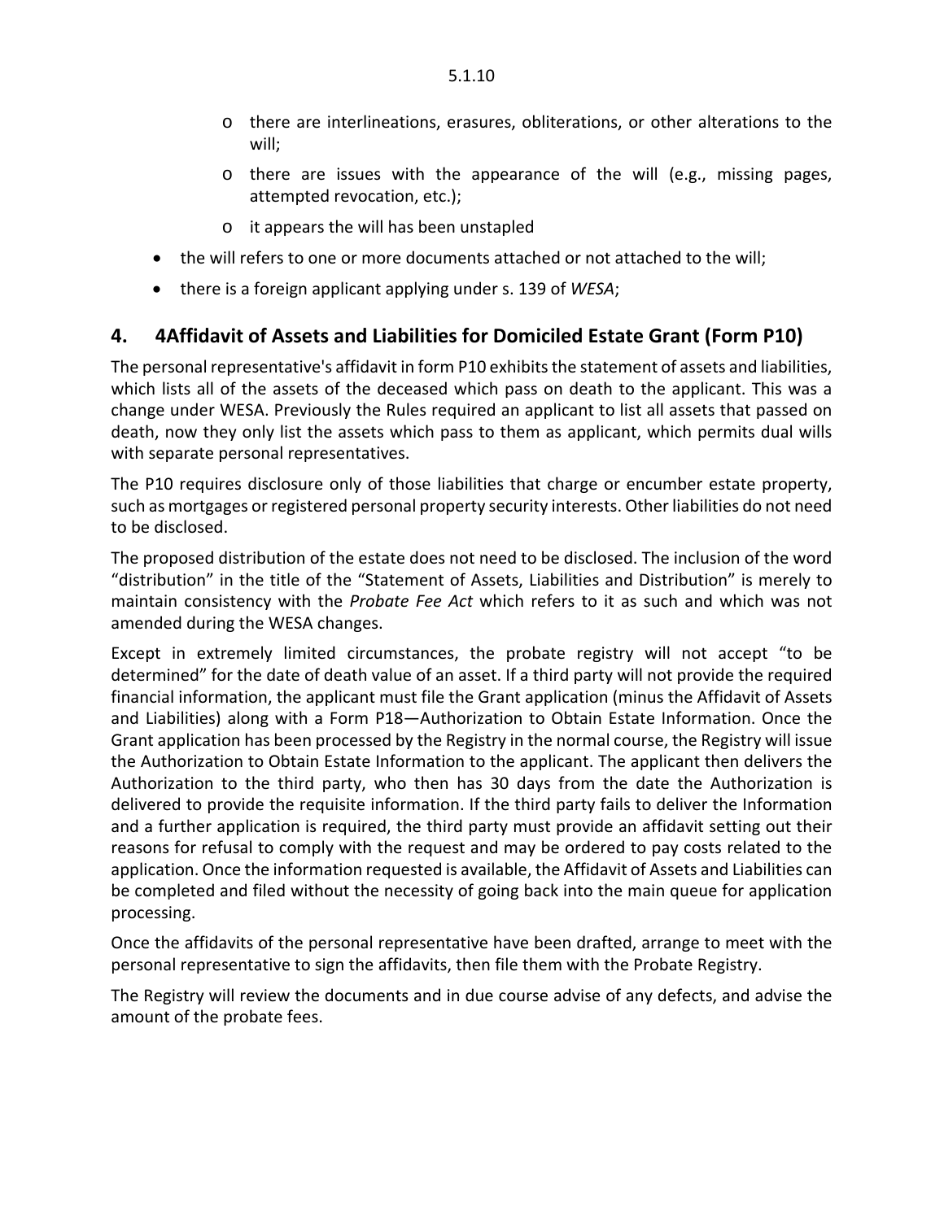- there are interlineations, erasures, obliterations, or other alterations to the will;
    - there are issues with the appearance of the will (e.g., missing pages, attempted revocation, etc.);
    - it appears the will has been unstapled
- the will refers to one or more documents attached or not attached to the will;
- there is a foreign applicant applying under s. 139 of *WESA*;

## 4. 4Affidavit of Assets and Liabilities for Domiciled Estate Grant (Form P10)

The personal representative's affidavit in form P10 exhibits the statement of assets and liabilities, which lists all of the assets of the deceased which pass on death to the applicant. This was a change under WESA. Previously the Rules required an applicant to list all assets that passed on death, now they only list the assets which pass to them as applicant, which permits dual wills with separate personal representatives.

The P10 requires disclosure only of those liabilities that charge or encumber estate property, such as mortgages or registered personal property security interests. Other liabilities do not need to be disclosed.

The proposed distribution of the estate does not need to be disclosed. The inclusion of the word "distribution" in the title of the "Statement of Assets, Liabilities and Distribution" is merely to maintain consistency with the *Probate Fee Act* which refers to it as such and which was not amended during the WESA changes.

Except in extremely limited circumstances, the probate registry will not accept "to be determined" for the date of death value of an asset. If a third party will not provide the required financial information, the applicant must file the Grant application (minus the Affidavit of Assets and Liabilities) along with a Form P18—Authorization to Obtain Estate Information. Once the Grant application has been processed by the Registry in the normal course, the Registry will issue the Authorization to Obtain Estate Information to the applicant. The applicant then delivers the Authorization to the third party, who then has 30 days from the date the Authorization is delivered to provide the requisite information. If the third party fails to deliver the Information and a further application is required, the third party must provide an affidavit setting out their reasons for refusal to comply with the request and may be ordered to pay costs related to the application. Once the information requested is available, the Affidavit of Assets and Liabilities can be completed and filed without the necessity of going back into the main queue for application processing.

Once the affidavits of the personal representative have been drafted, arrange to meet with the personal representative to sign the affidavits, then file them with the Probate Registry.

The Registry will review the documents and in due course advise of any defects, and advise the amount of the probate fees.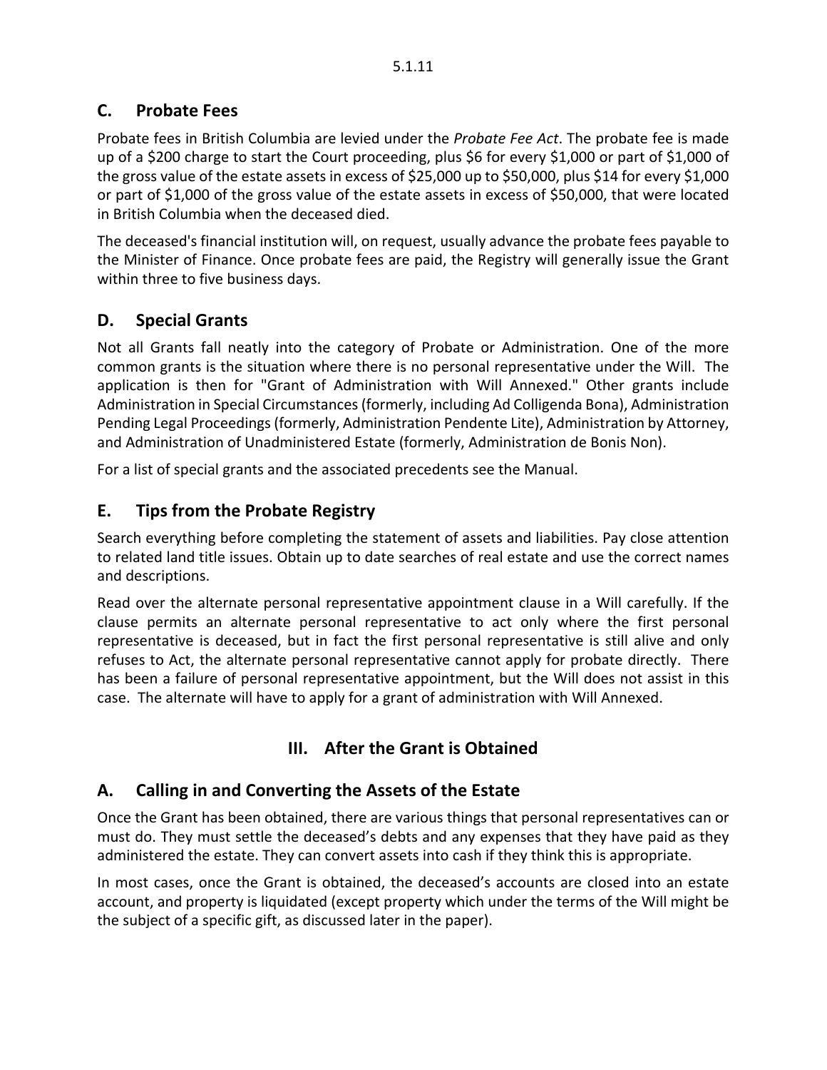## C. Probate Fees

Probate fees in British Columbia are levied under the *Probate Fee Act*. The probate fee is made up of a $200 charge to start the Court proceeding, plus $6 for every $1,000 or part of $1,000 of the gross value of the estate assets in excess of $25,000 up to $50,000, plus $14 for every $1,000 or part of $1,000 of the gross value of the estate assets in excess of $50,000, that were located in British Columbia when the deceased died.

The deceased's financial institution will, on request, usually advance the probate fees payable to the Minister of Finance. Once probate fees are paid, the Registry will generally issue the Grant within three to five business days.

## D. Special Grants

Not all Grants fall neatly into the category of Probate or Administration. One of the more common grants is the situation where there is no personal representative under the Will. The application is then for "Grant of Administration with Will Annexed." Other grants include Administration in Special Circumstances (formerly, including Ad Colligenda Bona), Administration Pending Legal Proceedings (formerly, Administration Pendente Lite), Administration by Attorney, and Administration of Unadministered Estate (formerly, Administration de Bonis Non).

For a list of special grants and the associated precedents see the Manual.

## E. Tips from the Probate Registry

Search everything before completing the statement of assets and liabilities. Pay close attention to related land title issues. Obtain up to date searches of real estate and use the correct names and descriptions.

Read over the alternate personal representative appointment clause in a Will carefully. If the clause permits an alternate personal representative to act only where the first personal representative is deceased, but in fact the first personal representative is still alive and only refuses to Act, the alternate personal representative cannot apply for probate directly. There has been a failure of personal representative appointment, but the Will does not assist in this case. The alternate will have to apply for a grant of administration with Will Annexed.

# III. After the Grant is Obtained

## A. Calling in and Converting the Assets of the Estate

Once the Grant has been obtained, there are various things that personal representatives can or must do. They must settle the deceased's debts and any expenses that they have paid as they administered the estate. They can convert assets into cash if they think this is appropriate.

In most cases, once the Grant is obtained, the deceased's accounts are closed into an estate account, and property is liquidated (except property which under the terms of the Will might be the subject of a specific gift, as discussed later in the paper).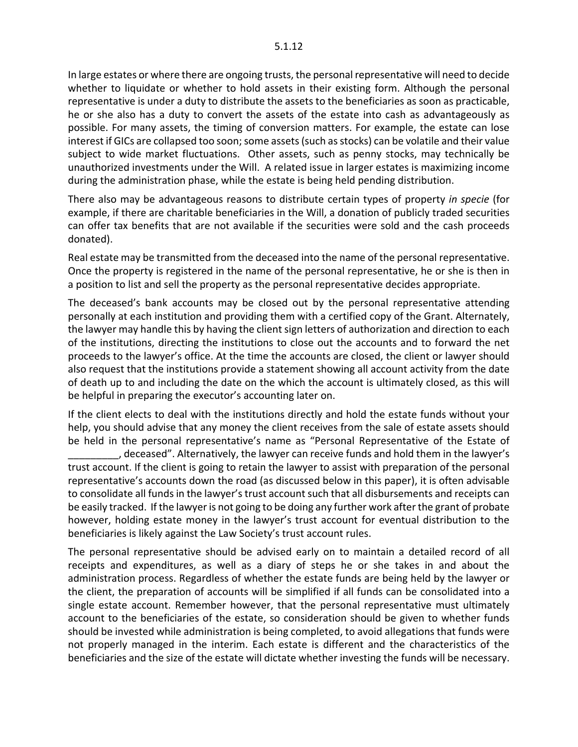In large estates or where there are ongoing trusts, the personal representative will need to decide whether to liquidate or whether to hold assets in their existing form. Although the personal representative is under a duty to distribute the assets to the beneficiaries as soon as practicable, he or she also has a duty to convert the assets of the estate into cash as advantageously as possible. For many assets, the timing of conversion matters. For example, the estate can lose interest if GICs are collapsed too soon; some assets (such as stocks) can be volatile and their value subject to wide market fluctuations. Other assets, such as penny stocks, may technically be unauthorized investments under the Will. A related issue in larger estates is maximizing income during the administration phase, while the estate is being held pending distribution.

There also may be advantageous reasons to distribute certain types of property *in specie* (for example, if there are charitable beneficiaries in the Will, a donation of publicly traded securities can offer tax benefits that are not available if the securities were sold and the cash proceeds donated).

Real estate may be transmitted from the deceased into the name of the personal representative. Once the property is registered in the name of the personal representative, he or she is then in a position to list and sell the property as the personal representative decides appropriate.

The deceased's bank accounts may be closed out by the personal representative attending personally at each institution and providing them with a certified copy of the Grant. Alternately, the lawyer may handle this by having the client sign letters of authorization and direction to each of the institutions, directing the institutions to close out the accounts and to forward the net proceeds to the lawyer's office. At the time the accounts are closed, the client or lawyer should also request that the institutions provide a statement showing all account activity from the date of death up to and including the date on the which the account is ultimately closed, as this will be helpful in preparing the executor's accounting later on.

If the client elects to deal with the institutions directly and hold the estate funds without your help, you should advise that any money the client receives from the sale of estate assets should be held in the personal representative's name as "Personal Representative of the Estate of _________, deceased". Alternatively, the lawyer can receive funds and hold them in the lawyer's trust account. If the client is going to retain the lawyer to assist with preparation of the personal representative's accounts down the road (as discussed below in this paper), it is often advisable to consolidate all funds in the lawyer's trust account such that all disbursements and receipts can be easily tracked. If the lawyer is not going to be doing any further work after the grant of probate however, holding estate money in the lawyer's trust account for eventual distribution to the beneficiaries is likely against the Law Society's trust account rules.

The personal representative should be advised early on to maintain a detailed record of all receipts and expenditures, as well as a diary of steps he or she takes in and about the administration process. Regardless of whether the estate funds are being held by the lawyer or the client, the preparation of accounts will be simplified if all funds can be consolidated into a single estate account. Remember however, that the personal representative must ultimately account to the beneficiaries of the estate, so consideration should be given to whether funds should be invested while administration is being completed, to avoid allegations that funds were not properly managed in the interim. Each estate is different and the characteristics of the beneficiaries and the size of the estate will dictate whether investing the funds will be necessary.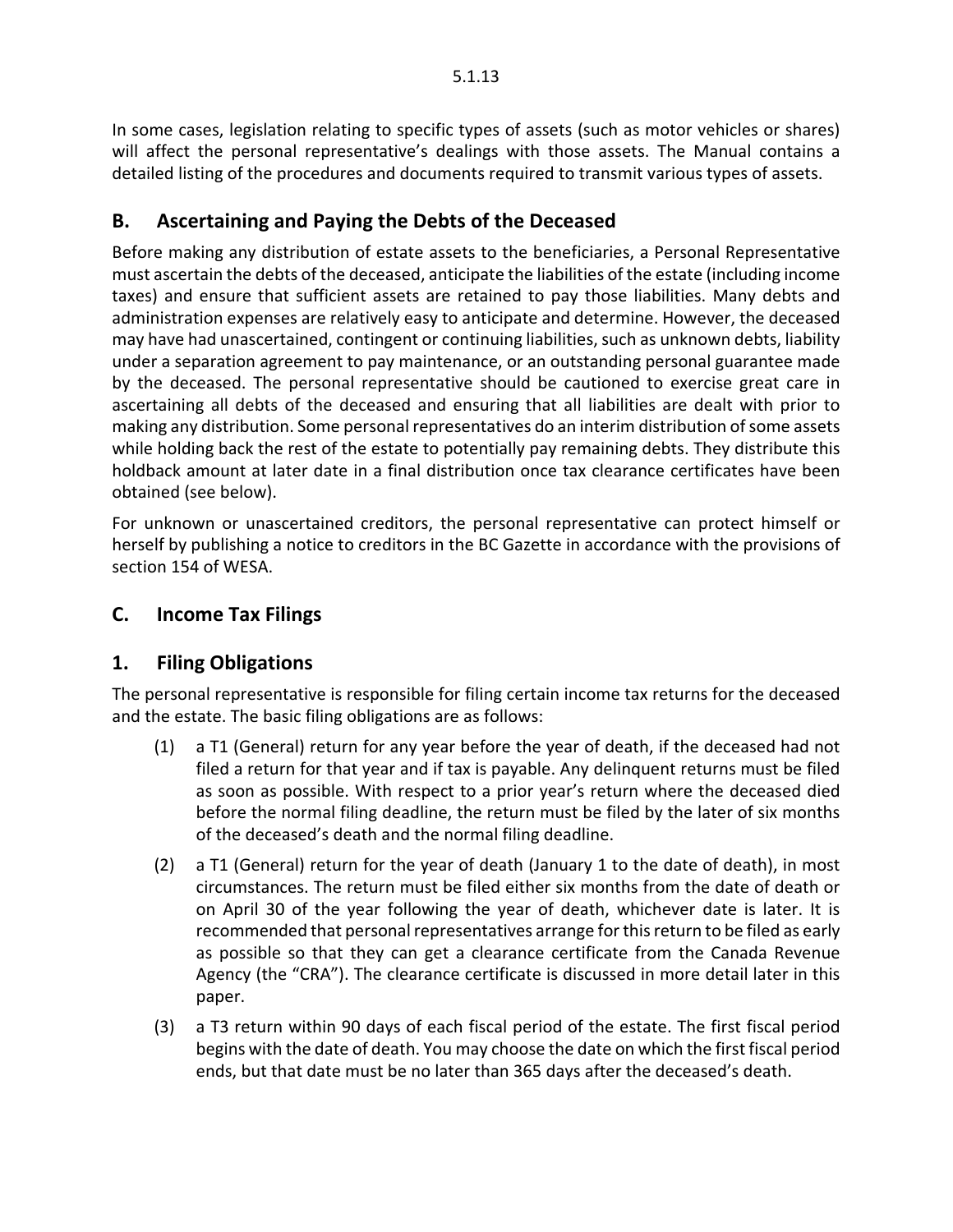In some cases, legislation relating to specific types of assets (such as motor vehicles or shares) will affect the personal representative's dealings with those assets. The Manual contains a detailed listing of the procedures and documents required to transmit various types of assets.

## B. Ascertaining and Paying the Debts of the Deceased

Before making any distribution of estate assets to the beneficiaries, a Personal Representative must ascertain the debts of the deceased, anticipate the liabilities of the estate (including income taxes) and ensure that sufficient assets are retained to pay those liabilities. Many debts and administration expenses are relatively easy to anticipate and determine. However, the deceased may have had unascertained, contingent or continuing liabilities, such as unknown debts, liability under a separation agreement to pay maintenance, or an outstanding personal guarantee made by the deceased. The personal representative should be cautioned to exercise great care in ascertaining all debts of the deceased and ensuring that all liabilities are dealt with prior to making any distribution. Some personal representatives do an interim distribution of some assets while holding back the rest of the estate to potentially pay remaining debts. They distribute this holdback amount at later date in a final distribution once tax clearance certificates have been obtained (see below).

For unknown or unascertained creditors, the personal representative can protect himself or herself by publishing a notice to creditors in the BC Gazette in accordance with the provisions of section 154 of WESA.

## C. Income Tax Filings

### 1. Filing Obligations

The personal representative is responsible for filing certain income tax returns for the deceased and the estate. The basic filing obligations are as follows:

(1) a T1 (General) return for any year before the year of death, if the deceased had not filed a return for that year and if tax is payable. Any delinquent returns must be filed as soon as possible. With respect to a prior year's return where the deceased died before the normal filing deadline, the return must be filed by the later of six months of the deceased's death and the normal filing deadline.

(2) a T1 (General) return for the year of death (January 1 to the date of death), in most circumstances. The return must be filed either six months from the date of death or on April 30 of the year following the year of death, whichever date is later. It is recommended that personal representatives arrange for this return to be filed as early as possible so that they can get a clearance certificate from the Canada Revenue Agency (the "CRA"). The clearance certificate is discussed in more detail later in this paper.

(3) a T3 return within 90 days of each fiscal period of the estate. The first fiscal period begins with the date of death. You may choose the date on which the first fiscal period ends, but that date must be no later than 365 days after the deceased's death.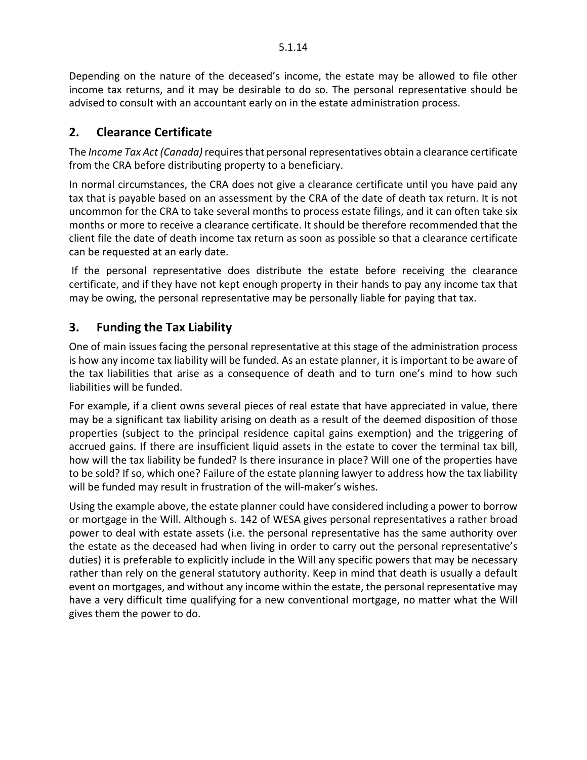Depending on the nature of the deceased's income, the estate may be allowed to file other income tax returns, and it may be desirable to do so. The personal representative should be advised to consult with an accountant early on in the estate administration process.

## 2. Clearance Certificate

The *Income Tax Act (Canada)* requires that personal representatives obtain a clearance certificate from the CRA before distributing property to a beneficiary.

In normal circumstances, the CRA does not give a clearance certificate until you have paid any tax that is payable based on an assessment by the CRA of the date of death tax return. It is not uncommon for the CRA to take several months to process estate filings, and it can often take six months or more to receive a clearance certificate. It should be therefore recommended that the client file the date of death income tax return as soon as possible so that a clearance certificate can be requested at an early date.

If the personal representative does distribute the estate before receiving the clearance certificate, and if they have not kept enough property in their hands to pay any income tax that may be owing, the personal representative may be personally liable for paying that tax.

## 3. Funding the Tax Liability

One of main issues facing the personal representative at this stage of the administration process is how any income tax liability will be funded. As an estate planner, it is important to be aware of the tax liabilities that arise as a consequence of death and to turn one's mind to how such liabilities will be funded.

For example, if a client owns several pieces of real estate that have appreciated in value, there may be a significant tax liability arising on death as a result of the deemed disposition of those properties (subject to the principal residence capital gains exemption) and the triggering of accrued gains. If there are insufficient liquid assets in the estate to cover the terminal tax bill, how will the tax liability be funded? Is there insurance in place? Will one of the properties have to be sold? If so, which one? Failure of the estate planning lawyer to address how the tax liability will be funded may result in frustration of the will-maker's wishes.

Using the example above, the estate planner could have considered including a power to borrow or mortgage in the Will. Although s. 142 of WESA gives personal representatives a rather broad power to deal with estate assets (i.e. the personal representative has the same authority over the estate as the deceased had when living in order to carry out the personal representative's duties) it is preferable to explicitly include in the Will any specific powers that may be necessary rather than rely on the general statutory authority. Keep in mind that death is usually a default event on mortgages, and without any income within the estate, the personal representative may have a very difficult time qualifying for a new conventional mortgage, no matter what the Will gives them the power to do.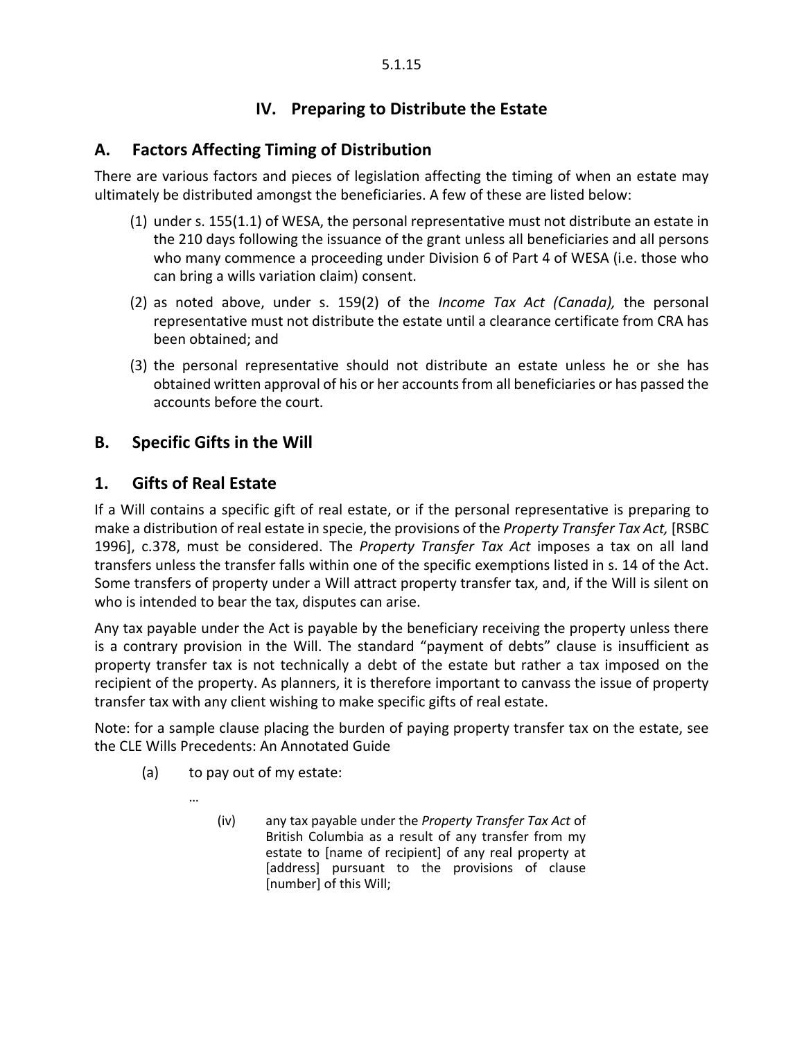# IV. Preparing to Distribute the Estate

## A. Factors Affecting Timing of Distribution

There are various factors and pieces of legislation affecting the timing of when an estate may ultimately be distributed amongst the beneficiaries. A few of these are listed below:

(1) under s. 155(1.1) of WESA, the personal representative must not distribute an estate in the 210 days following the issuance of the grant unless all beneficiaries and all persons who many commence a proceeding under Division 6 of Part 4 of WESA (i.e. those who can bring a wills variation claim) consent.

(2) as noted above, under s. 159(2) of the *Income Tax Act (Canada),* the personal representative must not distribute the estate until a clearance certificate from CRA has been obtained; and

(3) the personal representative should not distribute an estate unless he or she has obtained written approval of his or her accounts from all beneficiaries or has passed the accounts before the court.

## B. Specific Gifts in the Will

## 1. Gifts of Real Estate

If a Will contains a specific gift of real estate, or if the personal representative is preparing to make a distribution of real estate in specie, the provisions of the *Property Transfer Tax Act,* [RSBC 1996], c.378, must be considered. The *Property Transfer Tax Act* imposes a tax on all land transfers unless the transfer falls within one of the specific exemptions listed in s. 14 of the Act. Some transfers of property under a Will attract property transfer tax, and, if the Will is silent on who is intended to bear the tax, disputes can arise.

Any tax payable under the Act is payable by the beneficiary receiving the property unless there is a contrary provision in the Will. The standard "payment of debts" clause is insufficient as property transfer tax is not technically a debt of the estate but rather a tax imposed on the recipient of the property. As planners, it is therefore important to canvass the issue of property transfer tax with any client wishing to make specific gifts of real estate.

Note: for a sample clause placing the burden of paying property transfer tax on the estate, see the CLE Wills Precedents: An Annotated Guide

(a) to pay out of my estate:

…

(iv) any tax payable under the *Property Transfer Tax Act* of British Columbia as a result of any transfer from my estate to [name of recipient] of any real property at [address] pursuant to the provisions of clause [number] of this Will;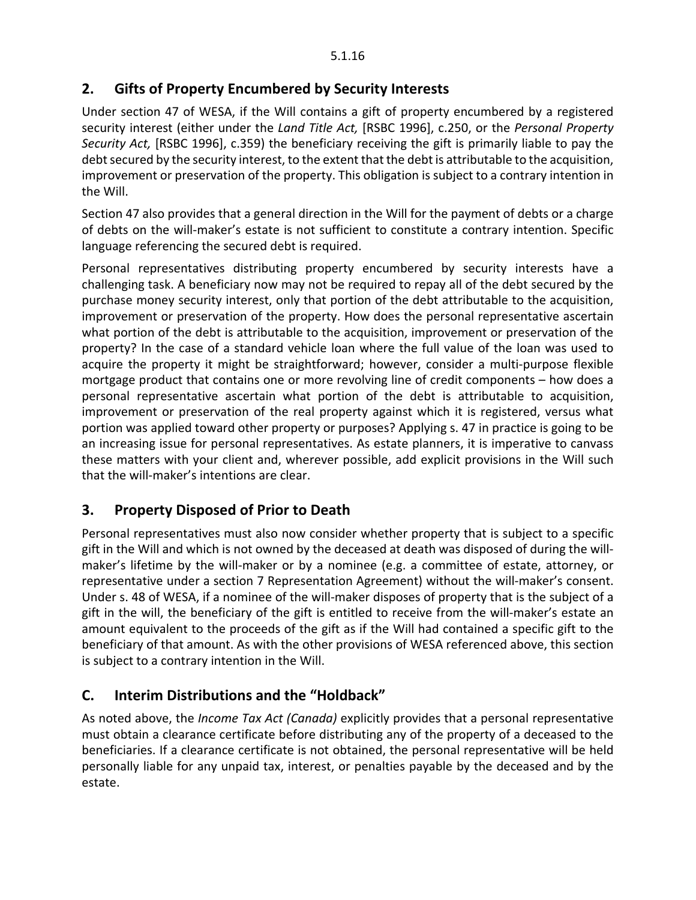## 2. Gifts of Property Encumbered by Security Interests

Under section 47 of WESA, if the Will contains a gift of property encumbered by a registered security interest (either under the *Land Title Act,* [RSBC 1996], c.250, or the *Personal Property Security Act,* [RSBC 1996], c.359) the beneficiary receiving the gift is primarily liable to pay the debt secured by the security interest, to the extent that the debt is attributable to the acquisition, improvement or preservation of the property. This obligation is subject to a contrary intention in the Will.

Section 47 also provides that a general direction in the Will for the payment of debts or a charge of debts on the will-maker's estate is not sufficient to constitute a contrary intention. Specific language referencing the secured debt is required.

Personal representatives distributing property encumbered by security interests have a challenging task. A beneficiary now may not be required to repay all of the debt secured by the purchase money security interest, only that portion of the debt attributable to the acquisition, improvement or preservation of the property. How does the personal representative ascertain what portion of the debt is attributable to the acquisition, improvement or preservation of the property? In the case of a standard vehicle loan where the full value of the loan was used to acquire the property it might be straightforward; however, consider a multi-purpose flexible mortgage product that contains one or more revolving line of credit components – how does a personal representative ascertain what portion of the debt is attributable to acquisition, improvement or preservation of the real property against which it is registered, versus what portion was applied toward other property or purposes? Applying s. 47 in practice is going to be an increasing issue for personal representatives. As estate planners, it is imperative to canvass these matters with your client and, wherever possible, add explicit provisions in the Will such that the will-maker's intentions are clear.

## 3. Property Disposed of Prior to Death

Personal representatives must also now consider whether property that is subject to a specific gift in the Will and which is not owned by the deceased at death was disposed of during the will-maker's lifetime by the will-maker or by a nominee (e.g. a committee of estate, attorney, or representative under a section 7 Representation Agreement) without the will-maker's consent. Under s. 48 of WESA, if a nominee of the will-maker disposes of property that is the subject of a gift in the will, the beneficiary of the gift is entitled to receive from the will-maker's estate an amount equivalent to the proceeds of the gift as if the Will had contained a specific gift to the beneficiary of that amount. As with the other provisions of WESA referenced above, this section is subject to a contrary intention in the Will.

## C. Interim Distributions and the "Holdback"

As noted above, the *Income Tax Act (Canada)* explicitly provides that a personal representative must obtain a clearance certificate before distributing any of the property of a deceased to the beneficiaries. If a clearance certificate is not obtained, the personal representative will be held personally liable for any unpaid tax, interest, or penalties payable by the deceased and by the estate.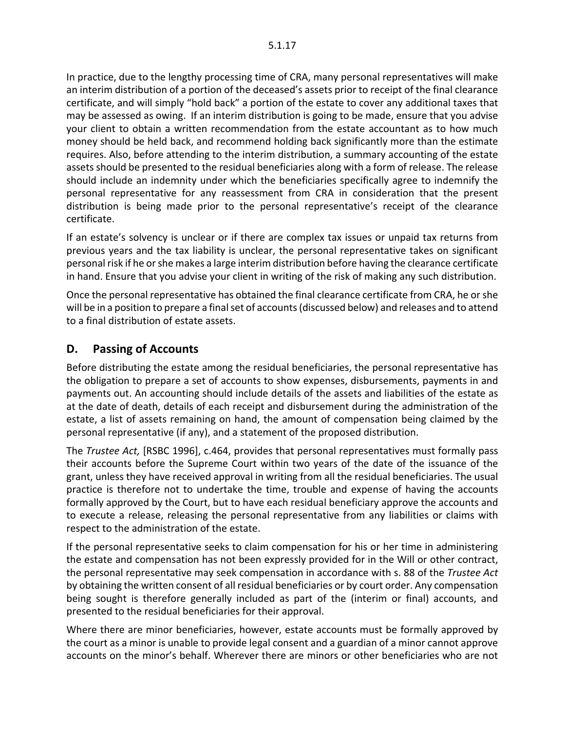In practice, due to the lengthy processing time of CRA, many personal representatives will make an interim distribution of a portion of the deceased's assets prior to receipt of the final clearance certificate, and will simply "hold back" a portion of the estate to cover any additional taxes that may be assessed as owing. If an interim distribution is going to be made, ensure that you advise your client to obtain a written recommendation from the estate accountant as to how much money should be held back, and recommend holding back significantly more than the estimate requires. Also, before attending to the interim distribution, a summary accounting of the estate assets should be presented to the residual beneficiaries along with a form of release. The release should include an indemnity under which the beneficiaries specifically agree to indemnify the personal representative for any reassessment from CRA in consideration that the present distribution is being made prior to the personal representative's receipt of the clearance certificate.

If an estate's solvency is unclear or if there are complex tax issues or unpaid tax returns from previous years and the tax liability is unclear, the personal representative takes on significant personal risk if he or she makes a large interim distribution before having the clearance certificate in hand. Ensure that you advise your client in writing of the risk of making any such distribution.

Once the personal representative has obtained the final clearance certificate from CRA, he or she will be in a position to prepare a final set of accounts (discussed below) and releases and to attend to a final distribution of estate assets.

## D. Passing of Accounts

Before distributing the estate among the residual beneficiaries, the personal representative has the obligation to prepare a set of accounts to show expenses, disbursements, payments in and payments out. An accounting should include details of the assets and liabilities of the estate as at the date of death, details of each receipt and disbursement during the administration of the estate, a list of assets remaining on hand, the amount of compensation being claimed by the personal representative (if any), and a statement of the proposed distribution.

The *Trustee Act,* [RSBC 1996], c.464, provides that personal representatives must formally pass their accounts before the Supreme Court within two years of the date of the issuance of the grant, unless they have received approval in writing from all the residual beneficiaries. The usual practice is therefore not to undertake the time, trouble and expense of having the accounts formally approved by the Court, but to have each residual beneficiary approve the accounts and to execute a release, releasing the personal representative from any liabilities or claims with respect to the administration of the estate.

If the personal representative seeks to claim compensation for his or her time in administering the estate and compensation has not been expressly provided for in the Will or other contract, the personal representative may seek compensation in accordance with s. 88 of the *Trustee Act* by obtaining the written consent of all residual beneficiaries or by court order. Any compensation being sought is therefore generally included as part of the (interim or final) accounts, and presented to the residual beneficiaries for their approval.

Where there are minor beneficiaries, however, estate accounts must be formally approved by the court as a minor is unable to provide legal consent and a guardian of a minor cannot approve accounts on the minor's behalf. Wherever there are minors or other beneficiaries who are not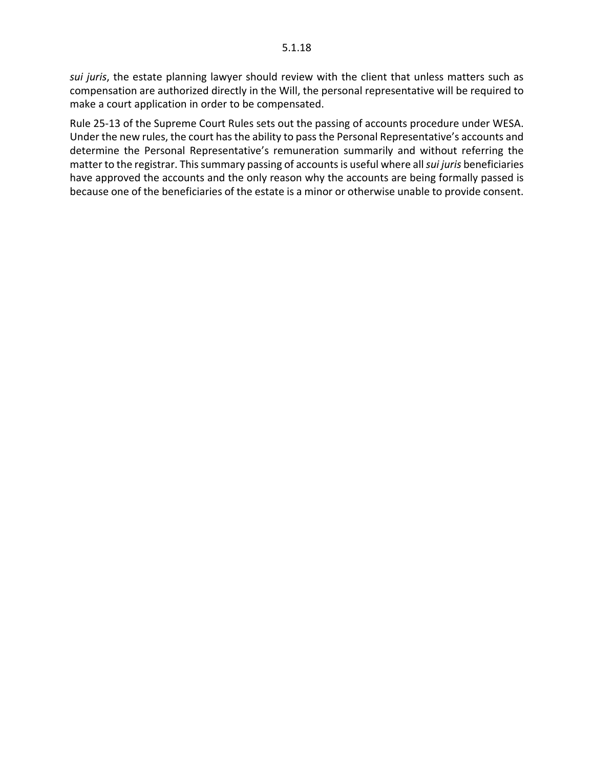*sui juris*, the estate planning lawyer should review with the client that unless matters such as compensation are authorized directly in the Will, the personal representative will be required to make a court application in order to be compensated.

Rule 25-13 of the Supreme Court Rules sets out the passing of accounts procedure under WESA. Under the new rules, the court has the ability to pass the Personal Representative's accounts and determine the Personal Representative's remuneration summarily and without referring the matter to the registrar. This summary passing of accounts is useful where all *sui juris* beneficiaries have approved the accounts and the only reason why the accounts are being formally passed is because one of the beneficiaries of the estate is a minor or otherwise unable to provide consent.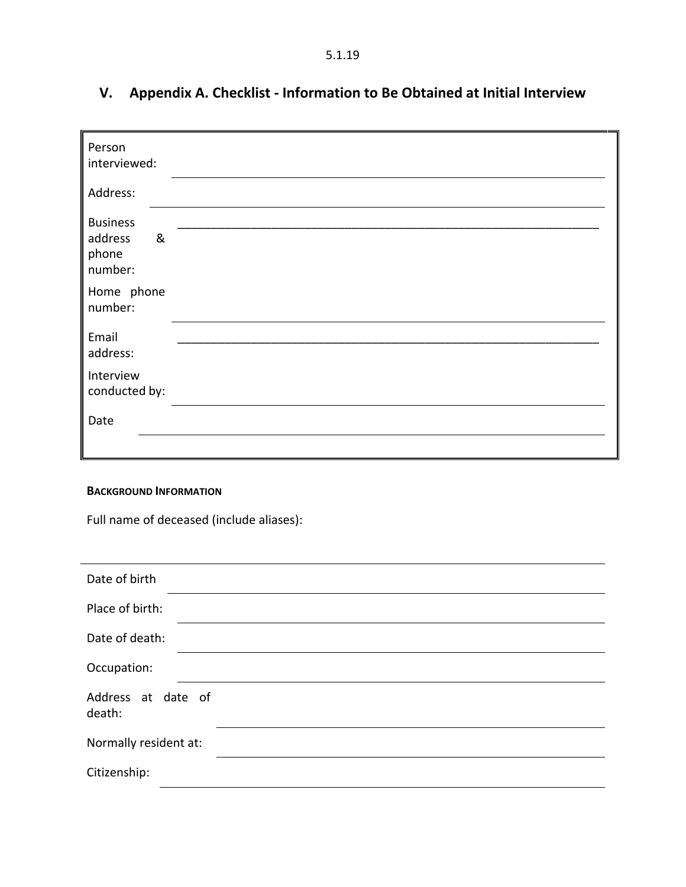5.1.19

## V. Appendix A. Checklist - Information to Be Obtained at Initial Interview

| | |
|---|---|
| Person interviewed: | ____________________ |
| Address: | ____________________ |
| Business address & phone number: | ____________________ |
| Home phone number: | ____________________ |
| Email address: | ____________________ |
| Interview conducted by: | ____________________ |
| Date | ____________________ |

**BACKGROUND INFORMATION**

Full name of deceased (include aliases):

____________________

Date of birth ____________________

Place of birth: ____________________

Date of death: ____________________

Occupation: ____________________

Address at date of death: ____________________

Normally resident at: ____________________

Citizenship: ____________________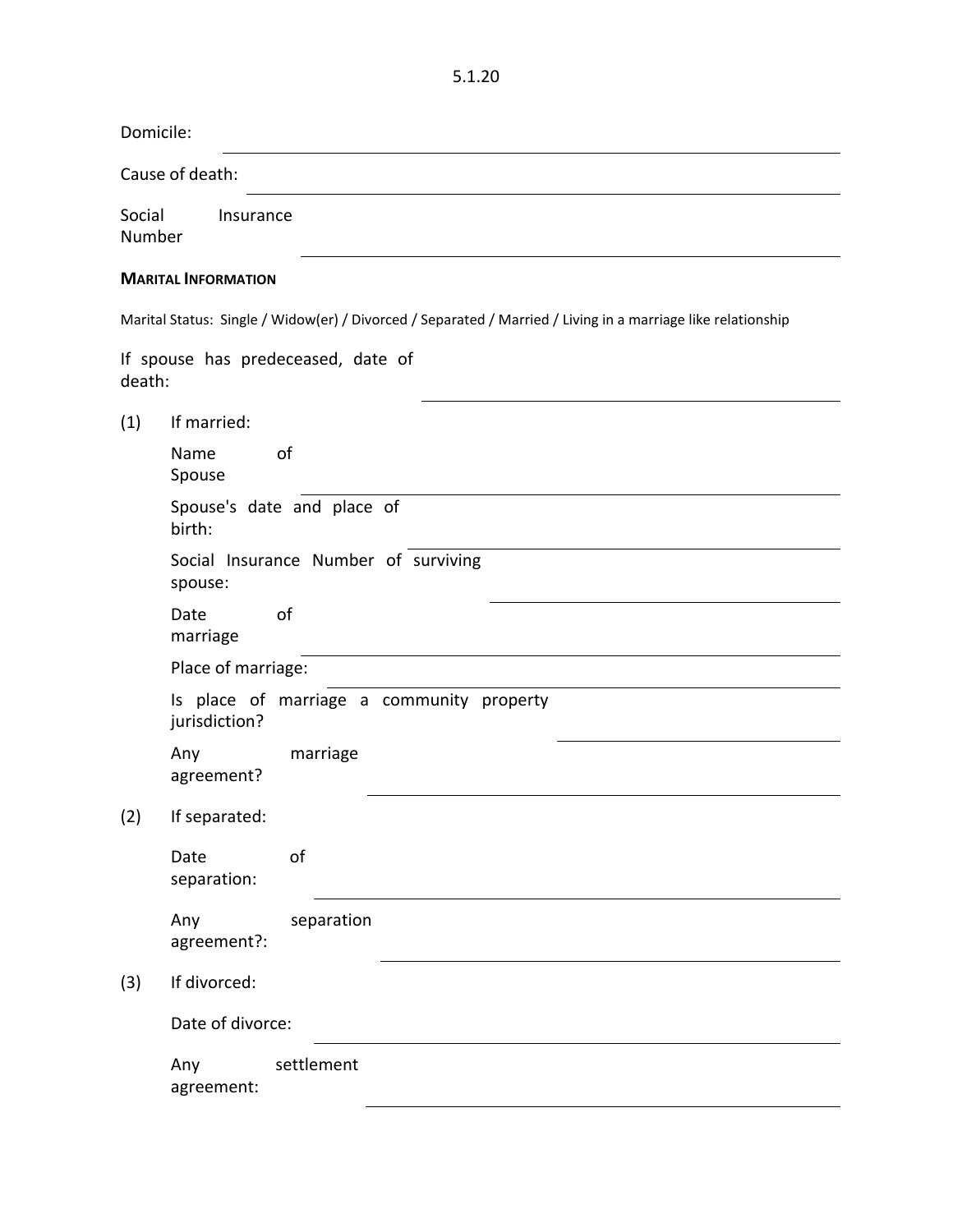5.1.20

Domicile: \_\_\_\_\_\_\_\_\_\_\_\_\_\_\_\_\_\_\_\_

Cause of death: \_\_\_\_\_\_\_\_\_\_\_\_\_\_\_\_\_\_\_\_

Social Insurance Number \_\_\_\_\_\_\_\_\_\_\_\_\_\_\_\_\_\_\_\_

**MARITAL INFORMATION**

Marital Status: Single / Widow(er) / Divorced / Separated / Married / Living in a marriage like relationship

If spouse has predeceased, date of death: \_\_\_\_\_\_\_\_\_\_\_\_\_\_\_\_\_\_\_\_

(1) If married:

Name of Spouse \_\_\_\_\_\_\_\_\_\_\_\_\_\_\_\_\_\_\_\_

Spouse's date and place of birth: \_\_\_\_\_\_\_\_\_\_\_\_\_\_\_\_\_\_\_\_

Social Insurance Number of surviving spouse: \_\_\_\_\_\_\_\_\_\_\_\_\_\_\_\_\_\_\_\_

Date of marriage \_\_\_\_\_\_\_\_\_\_\_\_\_\_\_\_\_\_\_\_

Place of marriage: \_\_\_\_\_\_\_\_\_\_\_\_\_\_\_\_\_\_\_\_

Is place of marriage a community property jurisdiction? \_\_\_\_\_\_\_\_\_\_\_\_\_\_\_\_\_\_\_\_

Any marriage agreement? \_\_\_\_\_\_\_\_\_\_\_\_\_\_\_\_\_\_\_\_

(2) If separated:

Date of separation: \_\_\_\_\_\_\_\_\_\_\_\_\_\_\_\_\_\_\_\_

Any separation agreement?: \_\_\_\_\_\_\_\_\_\_\_\_\_\_\_\_\_\_\_\_

(3) If divorced:

Date of divorce: \_\_\_\_\_\_\_\_\_\_\_\_\_\_\_\_\_\_\_\_

Any settlement agreement: \_\_\_\_\_\_\_\_\_\_\_\_\_\_\_\_\_\_\_\_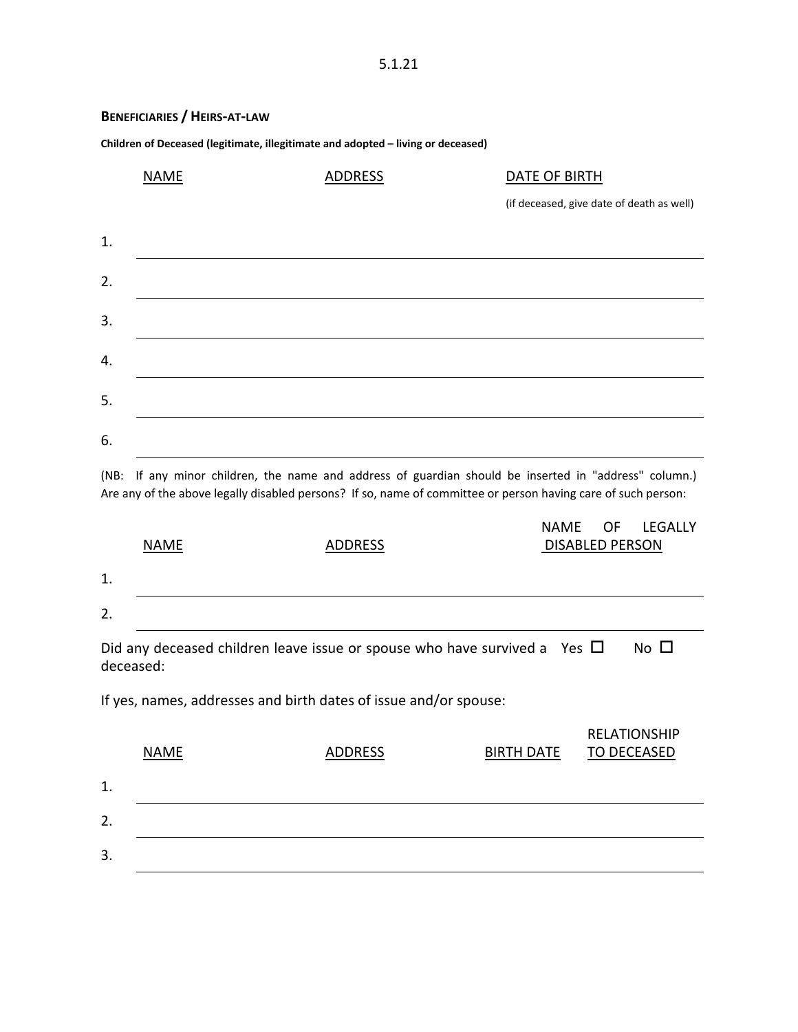5.1.21

## BENEFICIARIES / HEIRS-AT-LAW

**Children of Deceased (legitimate, illegitimate and adopted – living or deceased)**

| | NAME | ADDRESS | DATE OF BIRTH (if deceased, give date of death as well) |
|---|---|---|---|
| 1. | | | |
| 2. | | | |
| 3. | | | |
| 4. | | | |
| 5. | | | |
| 6. | | | |

(NB: If any minor children, the name and address of guardian should be inserted in "address" column.) Are any of the above legally disabled persons? If so, name of committee or person having care of such person:

| | NAME | ADDRESS | NAME OF LEGALLY DISABLED PERSON |
|---|---|---|---|
| 1. | | | |
| 2. | | | |

Did any deceased children leave issue or spouse who have survived a deceased: Yes ☐ No ☐

If yes, names, addresses and birth dates of issue and/or spouse:

| | NAME | ADDRESS | BIRTH DATE | RELATIONSHIP TO DECEASED |
|---|---|---|---|---|
| 1. | | | | |
| 2. | | | | |
| 3. | | | | |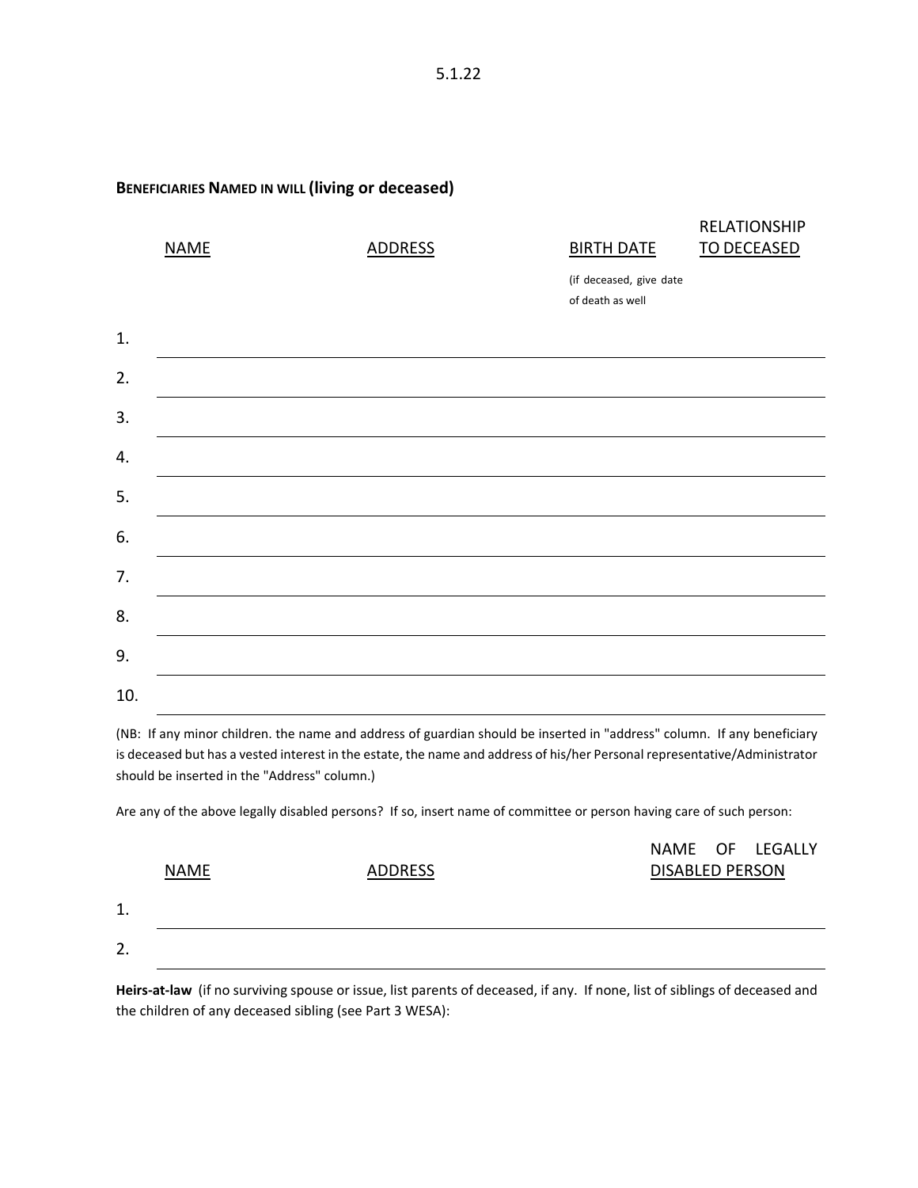5.1.22

**Beneficiaries Named in will (living or deceased)**

| | NAME | ADDRESS | BIRTH DATE (if deceased, give date of death as well | RELATIONSHIP TO DECEASED |
|---|---|---|---|---|
| 1. | | | | |
| 2. | | | | |
| 3. | | | | |
| 4. | | | | |
| 5. | | | | |
| 6. | | | | |
| 7. | | | | |
| 8. | | | | |
| 9. | | | | |
| 10. | | | | |

(NB: If any minor children. the name and address of guardian should be inserted in "address" column. If any beneficiary is deceased but has a vested interest in the estate, the name and address of his/her Personal representative/Administrator should be inserted in the "Address" column.)

Are any of the above legally disabled persons? If so, insert name of committee or person having care of such person:

| | NAME | ADDRESS | NAME OF LEGALLY DISABLED PERSON |
|---|---|---|---|
| 1. | | | |
| 2. | | | |

**Heirs-at-law** (if no surviving spouse or issue, list parents of deceased, if any. If none, list of siblings of deceased and the children of any deceased sibling (see Part 3 WESA):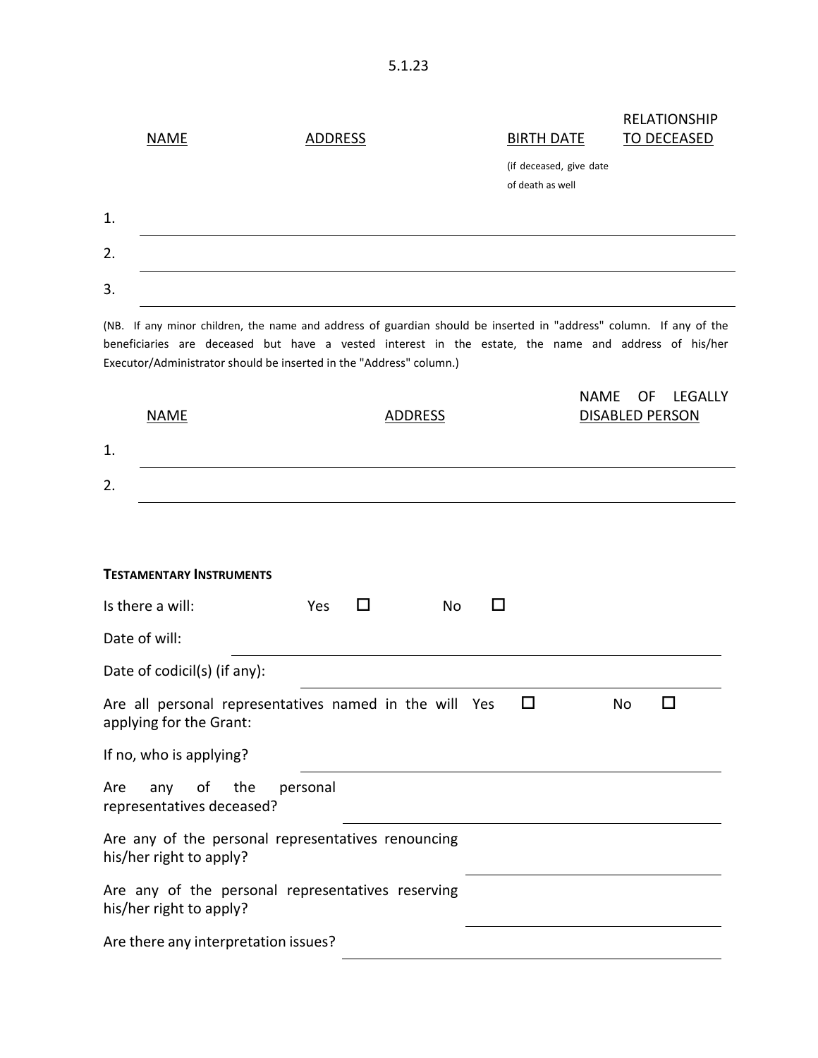5.1.23

| | NAME | ADDRESS | BIRTH DATE (if deceased, give date of death as well | RELATIONSHIP TO DECEASED |
|---|---|---|---|---|
| 1. | | | | |
| 2. | | | | |
| 3. | | | | |

(NB. If any minor children, the name and address of guardian should be inserted in "address" column. If any of the beneficiaries are deceased but have a vested interest in the estate, the name and address of his/her Executor/Administrator should be inserted in the "Address" column.)

| | NAME | ADDRESS | NAME OF LEGALLY DISABLED PERSON |
|---|---|---|---|
| 1. | | | |
| 2. | | | |

**TESTAMENTARY INSTRUMENTS**

Is there a will: Yes ☐ No ☐

Date of will: \_\_\_\_\_\_\_\_\_\_\_\_\_\_\_\_\_\_\_\_

Date of codicil(s) (if any): \_\_\_\_\_\_\_\_\_\_\_\_\_\_\_\_\_\_\_\_

Are all personal representatives named in the will applying for the Grant: Yes ☐ No ☐

If no, who is applying? \_\_\_\_\_\_\_\_\_\_\_\_\_\_\_\_\_\_\_\_

Are any of the personal representatives deceased? \_\_\_\_\_\_\_\_\_\_\_\_\_\_\_\_\_\_\_\_

Are any of the personal representatives renouncing his/her right to apply? \_\_\_\_\_\_\_\_\_\_\_\_\_\_\_\_\_\_\_\_

Are any of the personal representatives reserving his/her right to apply? \_\_\_\_\_\_\_\_\_\_\_\_\_\_\_\_\_\_\_\_

Are there any interpretation issues? \_\_\_\_\_\_\_\_\_\_\_\_\_\_\_\_\_\_\_\_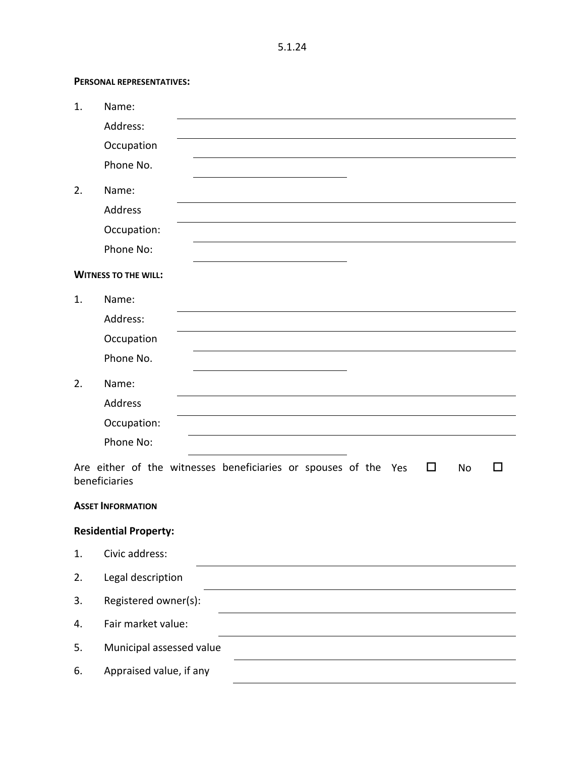5.1.24

**PERSONAL REPRESENTATIVES:**

1. Name: \_\_\_\_\_\_\_\_\_\_\_\_\_\_\_\_\_\_\_\_\_\_\_\_\_\_\_\_\_\_\_\_\_\_\_\_\_\_\_\_
   Address: \_\_\_\_\_\_\_\_\_\_\_\_\_\_\_\_\_\_\_\_\_\_\_\_\_\_\_\_\_\_\_\_\_\_\_\_\_\_\_\_
   Occupation \_\_\_\_\_\_\_\_\_\_\_\_\_\_\_\_\_\_\_\_\_\_\_\_\_\_\_\_\_\_\_\_\_\_\_\_\_\_\_\_
   Phone No. \_\_\_\_\_\_\_\_\_\_\_\_\_\_\_\_\_\_\_\_

2. Name: \_\_\_\_\_\_\_\_\_\_\_\_\_\_\_\_\_\_\_\_\_\_\_\_\_\_\_\_\_\_\_\_\_\_\_\_\_\_\_\_
   Address \_\_\_\_\_\_\_\_\_\_\_\_\_\_\_\_\_\_\_\_\_\_\_\_\_\_\_\_\_\_\_\_\_\_\_\_\_\_\_\_
   Occupation: \_\_\_\_\_\_\_\_\_\_\_\_\_\_\_\_\_\_\_\_\_\_\_\_\_\_\_\_\_\_\_\_\_\_\_\_\_\_\_\_
   Phone No: \_\_\_\_\_\_\_\_\_\_\_\_\_\_\_\_\_\_\_\_

**WITNESS TO THE WILL:**

1. Name: \_\_\_\_\_\_\_\_\_\_\_\_\_\_\_\_\_\_\_\_\_\_\_\_\_\_\_\_\_\_\_\_\_\_\_\_\_\_\_\_
   Address: \_\_\_\_\_\_\_\_\_\_\_\_\_\_\_\_\_\_\_\_\_\_\_\_\_\_\_\_\_\_\_\_\_\_\_\_\_\_\_\_
   Occupation \_\_\_\_\_\_\_\_\_\_\_\_\_\_\_\_\_\_\_\_\_\_\_\_\_\_\_\_\_\_\_\_\_\_\_\_\_\_\_\_
   Phone No. \_\_\_\_\_\_\_\_\_\_\_\_\_\_\_\_\_\_\_\_

2. Name: \_\_\_\_\_\_\_\_\_\_\_\_\_\_\_\_\_\_\_\_\_\_\_\_\_\_\_\_\_\_\_\_\_\_\_\_\_\_\_\_
   Address \_\_\_\_\_\_\_\_\_\_\_\_\_\_\_\_\_\_\_\_\_\_\_\_\_\_\_\_\_\_\_\_\_\_\_\_\_\_\_\_
   Occupation: \_\_\_\_\_\_\_\_\_\_\_\_\_\_\_\_\_\_\_\_\_\_\_\_\_\_\_\_\_\_\_\_\_\_\_\_\_\_\_\_
   Phone No: \_\_\_\_\_\_\_\_\_\_\_\_\_\_\_\_\_\_\_\_

Are either of the witnesses beneficiaries or spouses of the beneficiaries Yes ☐ No ☐

**ASSET INFORMATION**

**Residential Property:**

1. Civic address: \_\_\_\_\_\_\_\_\_\_\_\_\_\_\_\_\_\_\_\_\_\_\_\_\_\_\_\_\_\_\_\_\_\_\_\_\_\_\_\_
2. Legal description \_\_\_\_\_\_\_\_\_\_\_\_\_\_\_\_\_\_\_\_\_\_\_\_\_\_\_\_\_\_\_\_\_\_\_\_\_\_\_\_
3. Registered owner(s): \_\_\_\_\_\_\_\_\_\_\_\_\_\_\_\_\_\_\_\_\_\_\_\_\_\_\_\_\_\_\_\_\_\_\_\_\_\_\_\_
4. Fair market value: \_\_\_\_\_\_\_\_\_\_\_\_\_\_\_\_\_\_\_\_\_\_\_\_\_\_\_\_\_\_\_\_\_\_\_\_\_\_\_\_
5. Municipal assessed value \_\_\_\_\_\_\_\_\_\_\_\_\_\_\_\_\_\_\_\_\_\_\_\_\_\_\_\_\_\_\_\_\_\_\_\_\_\_\_\_
6. Appraised value, if any \_\_\_\_\_\_\_\_\_\_\_\_\_\_\_\_\_\_\_\_\_\_\_\_\_\_\_\_\_\_\_\_\_\_\_\_\_\_\_\_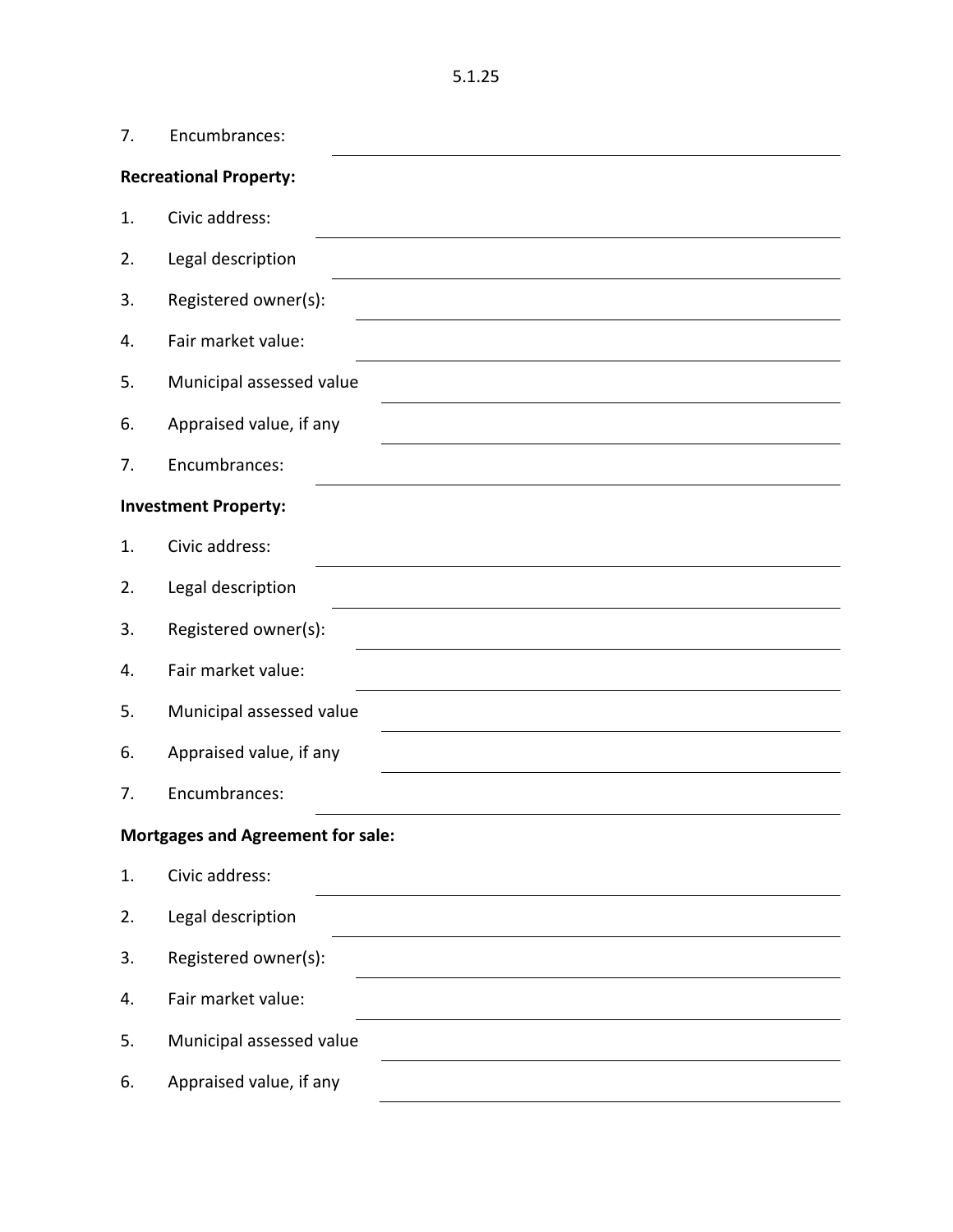7. Encumbrances: ______________________________

**Recreational Property:**

1. Civic address: ______________________________
2. Legal description ______________________________
3. Registered owner(s): ______________________________
4. Fair market value: ______________________________
5. Municipal assessed value ______________________________
6. Appraised value, if any ______________________________
7. Encumbrances: ______________________________

**Investment Property:**

1. Civic address: ______________________________
2. Legal description ______________________________
3. Registered owner(s): ______________________________
4. Fair market value: ______________________________
5. Municipal assessed value ______________________________
6. Appraised value, if any ______________________________
7. Encumbrances: ______________________________

**Mortgages and Agreement for sale:**

1. Civic address: ______________________________
2. Legal description ______________________________
3. Registered owner(s): ______________________________
4. Fair market value: ______________________________
5. Municipal assessed value ______________________________
6. Appraised value, if any ______________________________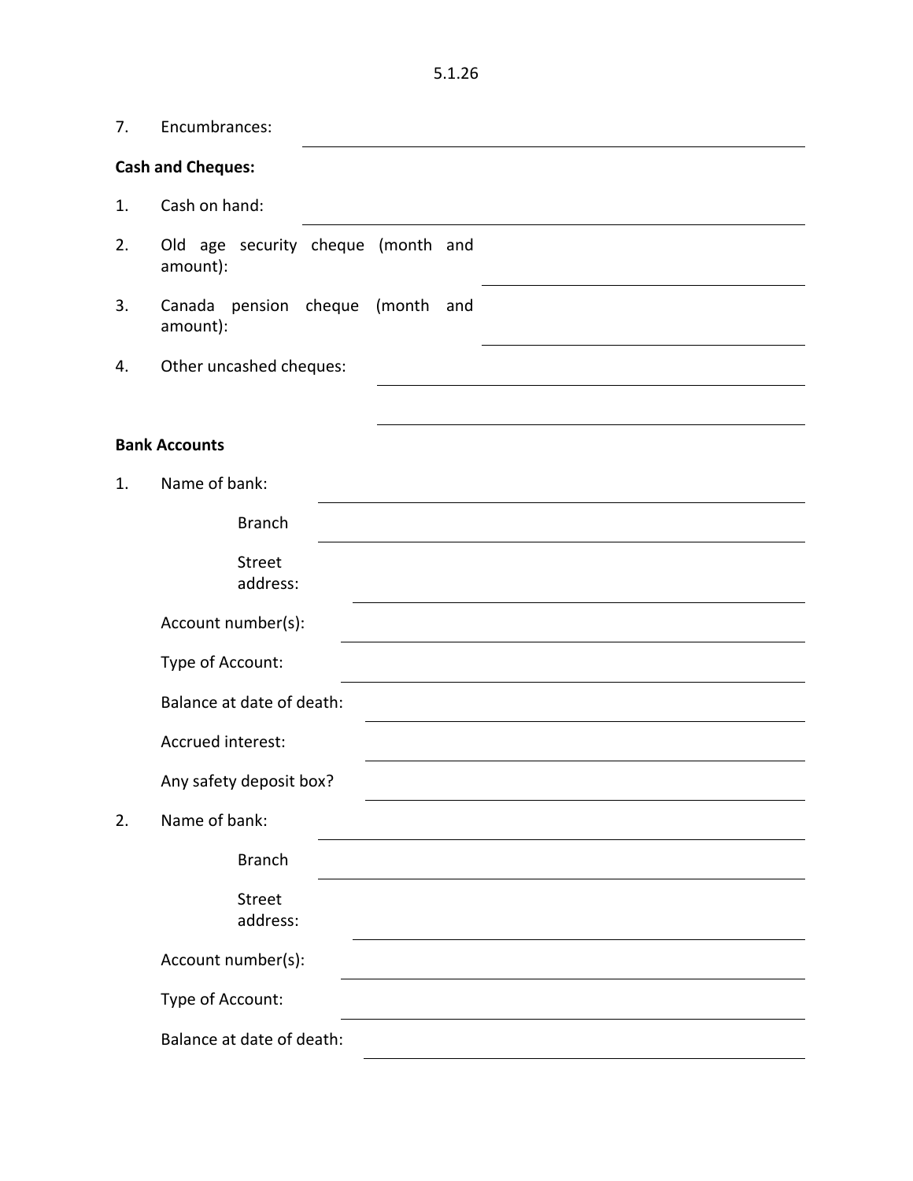7. Encumbrances: ______________________________

**Cash and Cheques:**

1. Cash on hand: ______________________________
2. Old age security cheque (month and amount): ______________________________
3. Canada pension cheque (month and amount): ______________________________
4. Other uncashed cheques: ______________________________

   ______________________________

**Bank Accounts**

1. Name of bank: ______________________________

   Branch ______________________________

   Street address: ______________________________

   Account number(s): ______________________________

   Type of Account: ______________________________

   Balance at date of death: ______________________________

   Accrued interest: ______________________________

   Any safety deposit box? ______________________________

2. Name of bank: ______________________________

   Branch ______________________________

   Street address: ______________________________

   Account number(s): ______________________________

   Type of Account: ______________________________

   Balance at date of death: ______________________________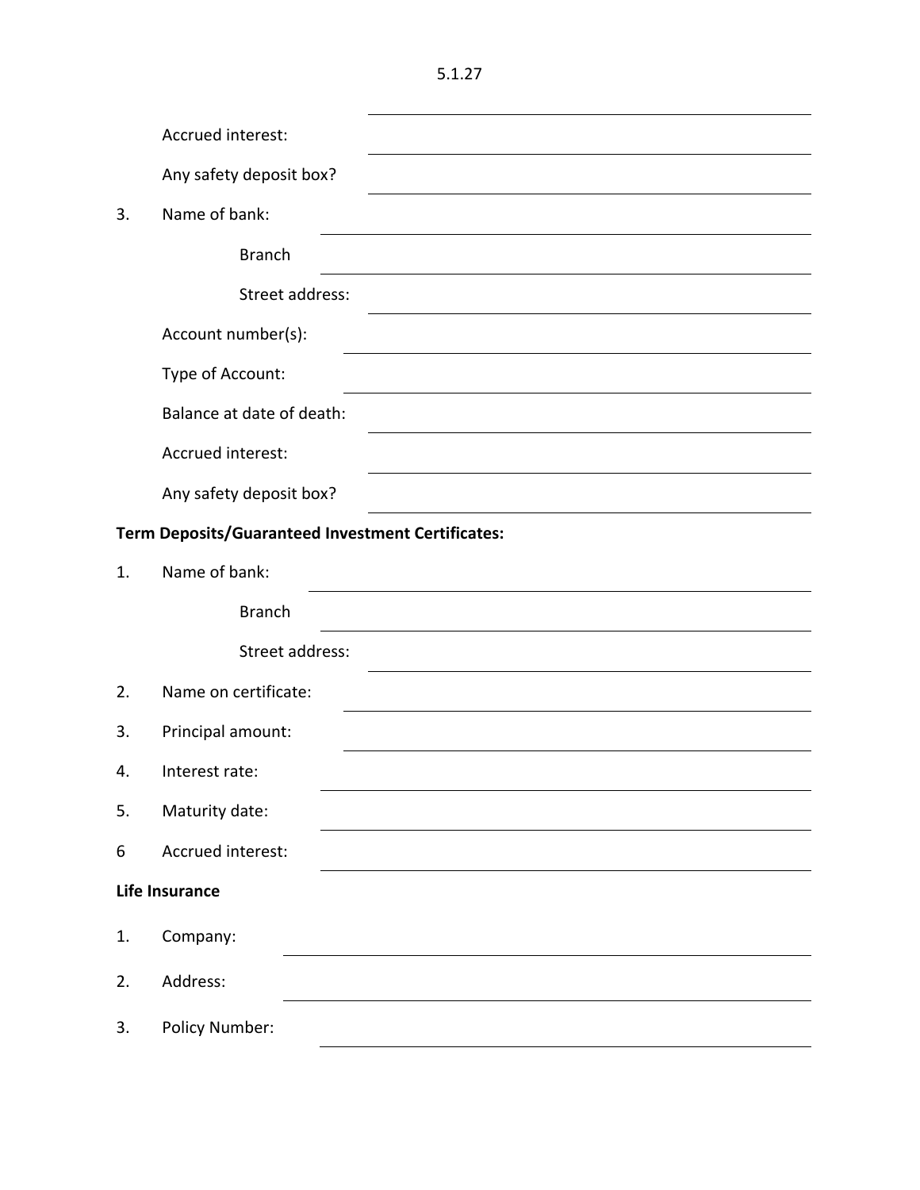Accrued interest: ____________________

Any safety deposit box? ____________________

3. Name of bank: ____________________

    Branch ____________________

    Street address: ____________________

    Account number(s): ____________________

    Type of Account: ____________________

    Balance at date of death: ____________________

    Accrued interest: ____________________

    Any safety deposit box? ____________________

**Term Deposits/Guaranteed Investment Certificates:**

1. Name of bank: ____________________

    Branch ____________________

    Street address: ____________________

2. Name on certificate: ____________________

3. Principal amount: ____________________

4. Interest rate: ____________________

5. Maturity date: ____________________

6 Accrued interest: ____________________

**Life Insurance**

1. Company: ____________________

2. Address: ____________________

3. Policy Number: ____________________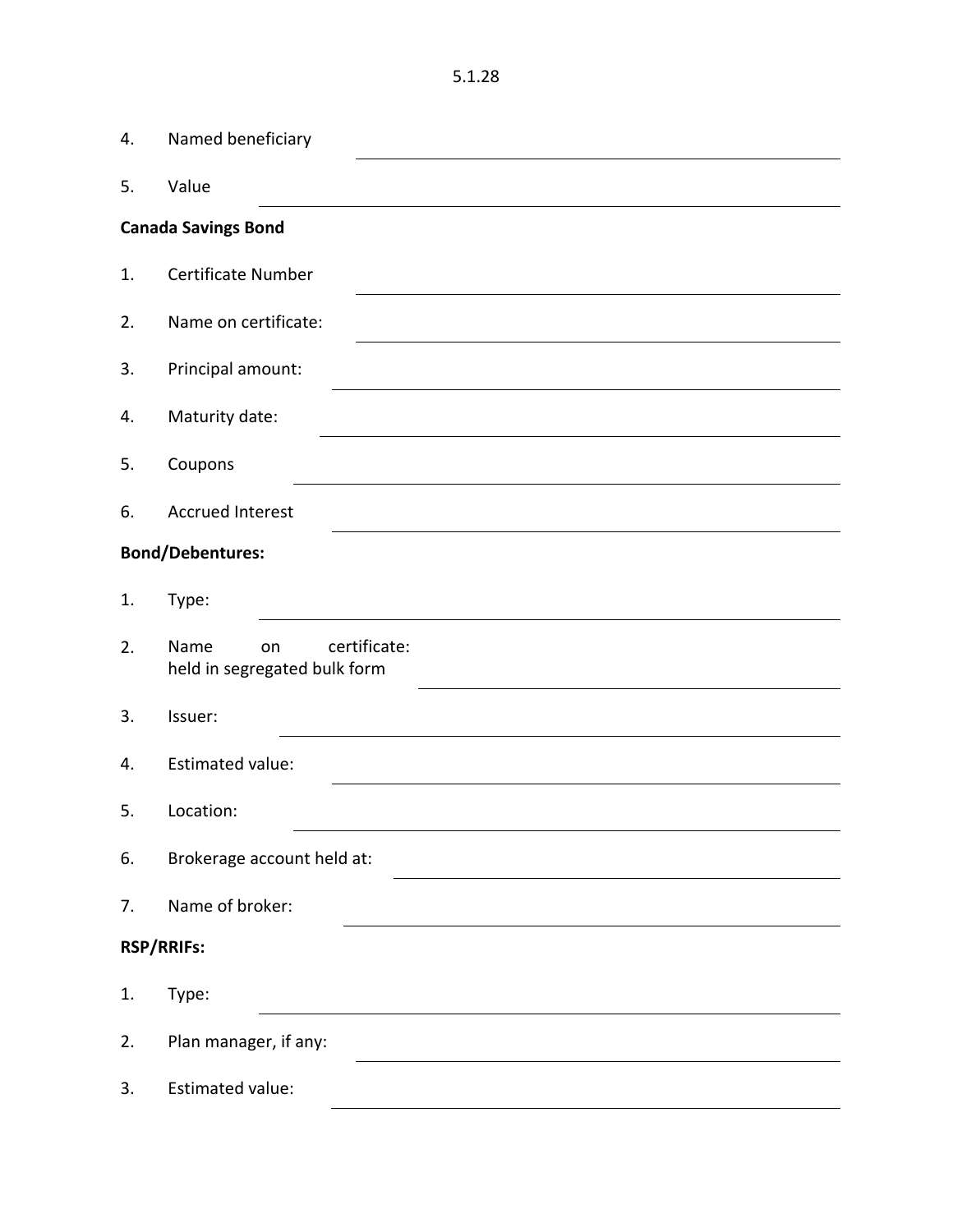4. Named beneficiary \_\_\_\_\_\_\_\_\_\_\_\_\_\_\_\_\_\_\_\_

5. Value \_\_\_\_\_\_\_\_\_\_\_\_\_\_\_\_\_\_\_\_

**Canada Savings Bond**

1. Certificate Number \_\_\_\_\_\_\_\_\_\_\_\_\_\_\_\_\_\_\_\_

2. Name on certificate: \_\_\_\_\_\_\_\_\_\_\_\_\_\_\_\_\_\_\_\_

3. Principal amount: \_\_\_\_\_\_\_\_\_\_\_\_\_\_\_\_\_\_\_\_

4. Maturity date: \_\_\_\_\_\_\_\_\_\_\_\_\_\_\_\_\_\_\_\_

5. Coupons \_\_\_\_\_\_\_\_\_\_\_\_\_\_\_\_\_\_\_\_

6. Accrued Interest \_\_\_\_\_\_\_\_\_\_\_\_\_\_\_\_\_\_\_\_

**Bond/Debentures:**

1. Type: \_\_\_\_\_\_\_\_\_\_\_\_\_\_\_\_\_\_\_\_

2. Name on certificate: held in segregated bulk form \_\_\_\_\_\_\_\_\_\_\_\_\_\_\_\_\_\_\_\_

3. Issuer: \_\_\_\_\_\_\_\_\_\_\_\_\_\_\_\_\_\_\_\_

4. Estimated value: \_\_\_\_\_\_\_\_\_\_\_\_\_\_\_\_\_\_\_\_

5. Location: \_\_\_\_\_\_\_\_\_\_\_\_\_\_\_\_\_\_\_\_

6. Brokerage account held at: \_\_\_\_\_\_\_\_\_\_\_\_\_\_\_\_\_\_\_\_

7. Name of broker: \_\_\_\_\_\_\_\_\_\_\_\_\_\_\_\_\_\_\_\_

**RSP/RRIFs:**

1. Type: \_\_\_\_\_\_\_\_\_\_\_\_\_\_\_\_\_\_\_\_

2. Plan manager, if any: \_\_\_\_\_\_\_\_\_\_\_\_\_\_\_\_\_\_\_\_

3. Estimated value: \_\_\_\_\_\_\_\_\_\_\_\_\_\_\_\_\_\_\_\_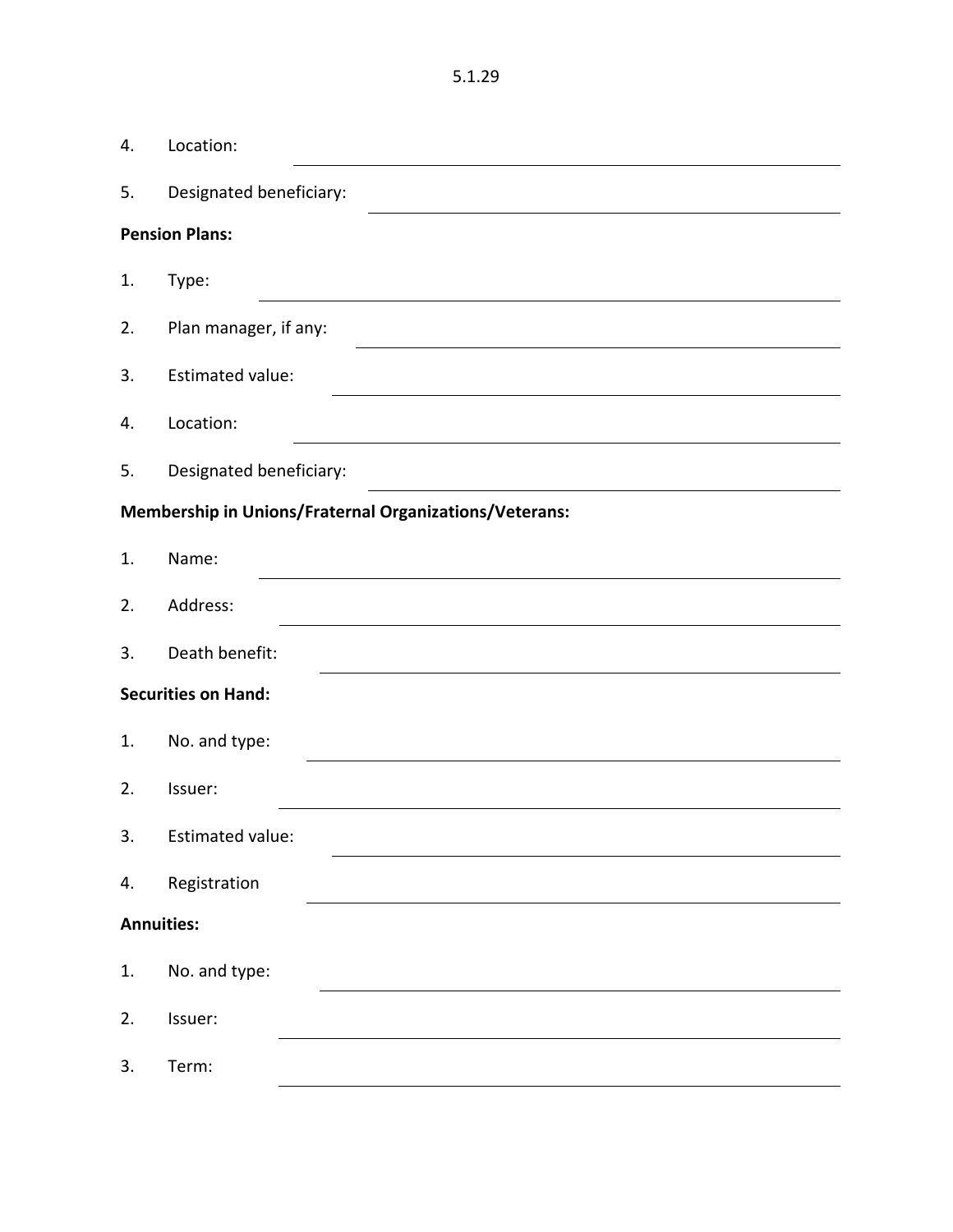4. Location: ______________________________

5. Designated beneficiary: ______________________________

**Pension Plans:**

1. Type: ______________________________

2. Plan manager, if any: ______________________________

3. Estimated value: ______________________________

4. Location: ______________________________

5. Designated beneficiary: ______________________________

**Membership in Unions/Fraternal Organizations/Veterans:**

1. Name: ______________________________

2. Address: ______________________________

3. Death benefit: ______________________________

**Securities on Hand:**

1. No. and type: ______________________________

2. Issuer: ______________________________

3. Estimated value: ______________________________

4. Registration ______________________________

**Annuities:**

1. No. and type: ______________________________

2. Issuer: ______________________________

3. Term: ______________________________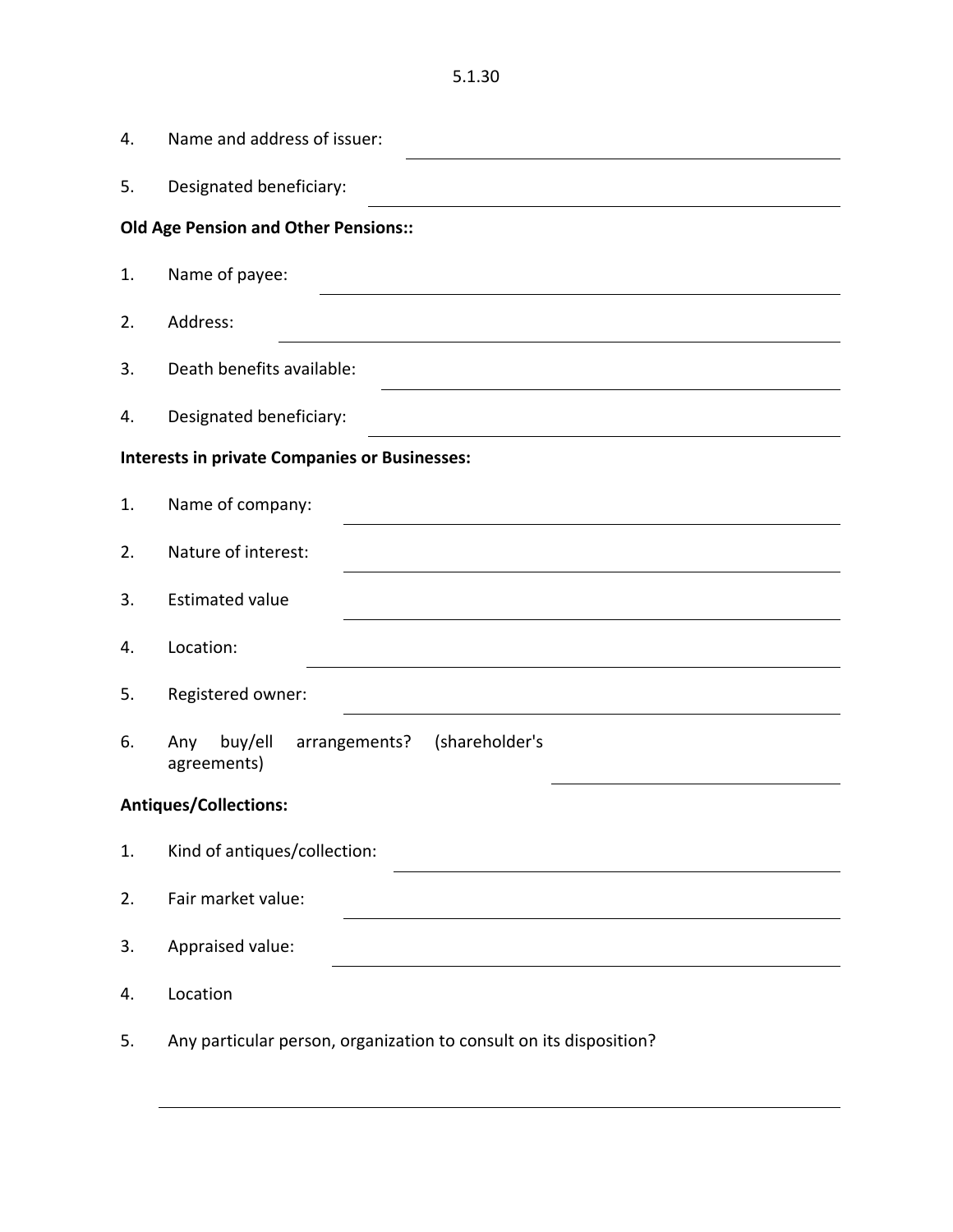4. Name and address of issuer: ______________________________

5. Designated beneficiary: ______________________________

**Old Age Pension and Other Pensions::**

1. Name of payee: ______________________________

2. Address: ______________________________

3. Death benefits available: ______________________________

4. Designated beneficiary: ______________________________

**Interests in private Companies or Businesses:**

1. Name of company: ______________________________

2. Nature of interest: ______________________________

3. Estimated value ______________________________

4. Location: ______________________________

5. Registered owner: ______________________________

6. Any buy/ell arrangements? (shareholder's agreements) ______________________________

**Antiques/Collections:**

1. Kind of antiques/collection: ______________________________

2. Fair market value: ______________________________

3. Appraised value: ______________________________

4. Location

5. Any particular person, organization to consult on its disposition?

______________________________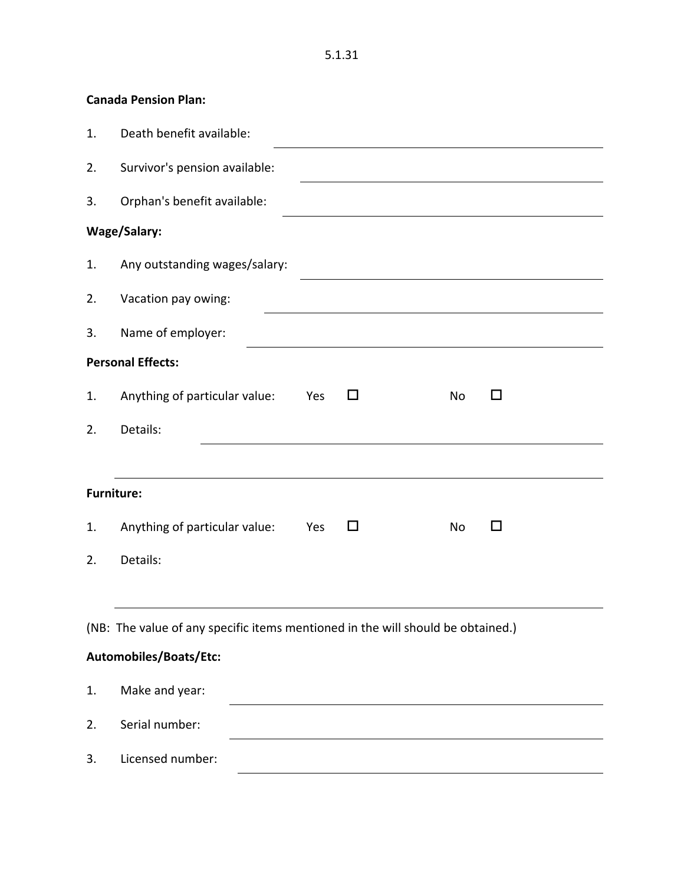5.1.31

**Canada Pension Plan:**

1. Death benefit available: \_\_\_\_\_\_\_\_\_\_\_\_\_\_\_\_\_\_\_\_\_\_\_\_\_\_\_\_\_\_\_\_\_\_\_\_

2. Survivor's pension available: \_\_\_\_\_\_\_\_\_\_\_\_\_\_\_\_\_\_\_\_\_\_\_\_\_\_\_\_\_\_\_\_\_\_\_\_

3. Orphan's benefit available: \_\_\_\_\_\_\_\_\_\_\_\_\_\_\_\_\_\_\_\_\_\_\_\_\_\_\_\_\_\_\_\_\_\_\_\_

**Wage/Salary:**

1. Any outstanding wages/salary: \_\_\_\_\_\_\_\_\_\_\_\_\_\_\_\_\_\_\_\_\_\_\_\_\_\_\_\_\_\_\_\_\_\_\_\_

2. Vacation pay owing: \_\_\_\_\_\_\_\_\_\_\_\_\_\_\_\_\_\_\_\_\_\_\_\_\_\_\_\_\_\_\_\_\_\_\_\_

3. Name of employer: \_\_\_\_\_\_\_\_\_\_\_\_\_\_\_\_\_\_\_\_\_\_\_\_\_\_\_\_\_\_\_\_\_\_\_\_

**Personal Effects:**

1. Anything of particular value: Yes ☐ No ☐

2. Details: \_\_\_\_\_\_\_\_\_\_\_\_\_\_\_\_\_\_\_\_\_\_\_\_\_\_\_\_\_\_\_\_\_\_\_\_

\_\_\_\_\_\_\_\_\_\_\_\_\_\_\_\_\_\_\_\_\_\_\_\_\_\_\_\_\_\_\_\_\_\_\_\_

**Furniture:**

1. Anything of particular value: Yes ☐ No ☐

2. Details:

\_\_\_\_\_\_\_\_\_\_\_\_\_\_\_\_\_\_\_\_\_\_\_\_\_\_\_\_\_\_\_\_\_\_\_\_

(NB: The value of any specific items mentioned in the will should be obtained.)

**Automobiles/Boats/Etc:**

1. Make and year: \_\_\_\_\_\_\_\_\_\_\_\_\_\_\_\_\_\_\_\_\_\_\_\_\_\_\_\_\_\_\_\_\_\_\_\_

2. Serial number: \_\_\_\_\_\_\_\_\_\_\_\_\_\_\_\_\_\_\_\_\_\_\_\_\_\_\_\_\_\_\_\_\_\_\_\_

3. Licensed number: \_\_\_\_\_\_\_\_\_\_\_\_\_\_\_\_\_\_\_\_\_\_\_\_\_\_\_\_\_\_\_\_\_\_\_\_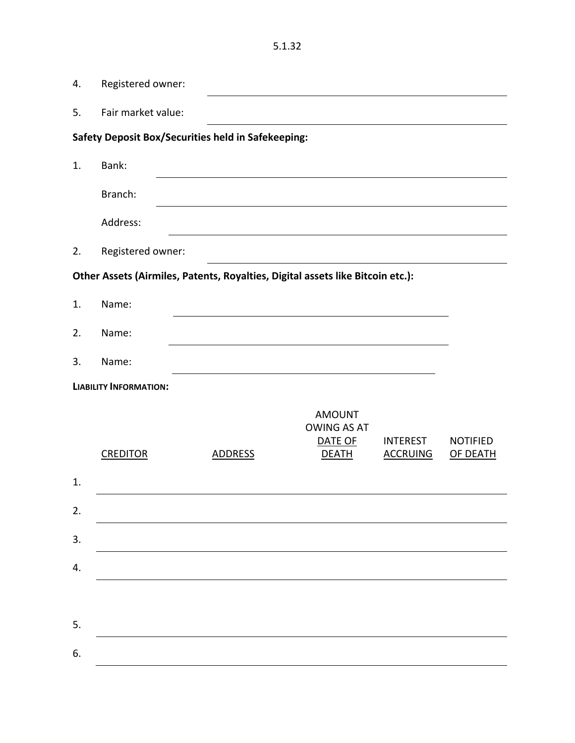4. Registered owner: ______________________________

5. Fair market value: ______________________________

**Safety Deposit Box/Securities held in Safekeeping:**

1. Bank: ______________________________

   Branch: ______________________________

   Address: ______________________________

2. Registered owner: ______________________________

**Other Assets (Airmiles, Patents, Royalties, Digital assets like Bitcoin etc.):**

1. Name: ______________________________

2. Name: ______________________________

3. Name: ______________________________

**LIABILITY INFORMATION:**

| | CREDITOR | ADDRESS | AMOUNT OWING AS AT DATE OF DEATH | INTEREST ACCRUING | NOTIFIED OF DEATH |
|---|---|---|---|---|---|
| 1. | | | | | |
| 2. | | | | | |
| 3. | | | | | |
| 4. | | | | | |
| 5. | | | | | |
| 6. | | | | | |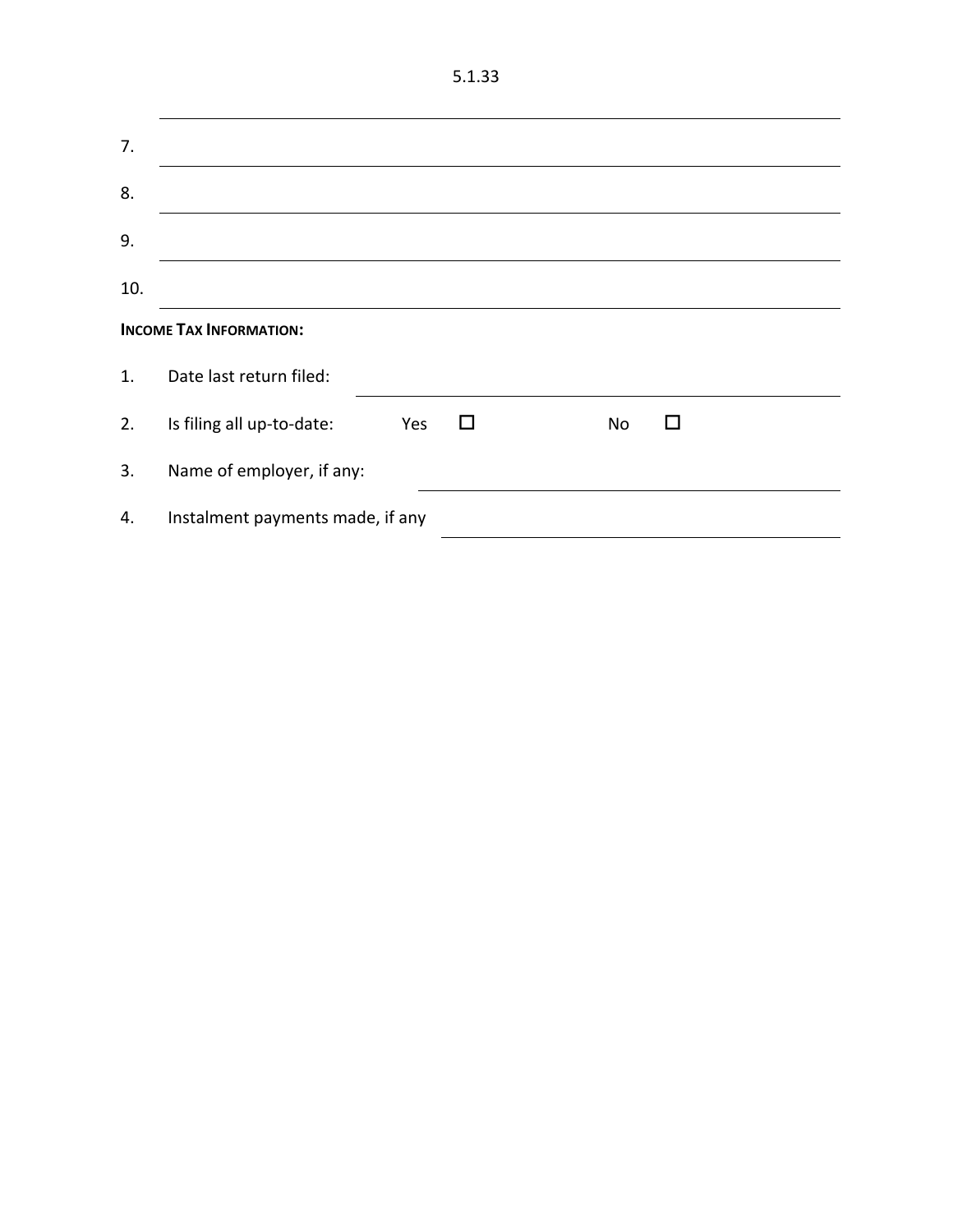7. ______________________________

8. ______________________________

9. ______________________________

10. ______________________________

**INCOME TAX INFORMATION:**

1. Date last return filed: ______________________________

2. Is filing all up-to-date: Yes ☐ No ☐

3. Name of employer, if any: ______________________________

4. Instalment payments made, if any ______________________________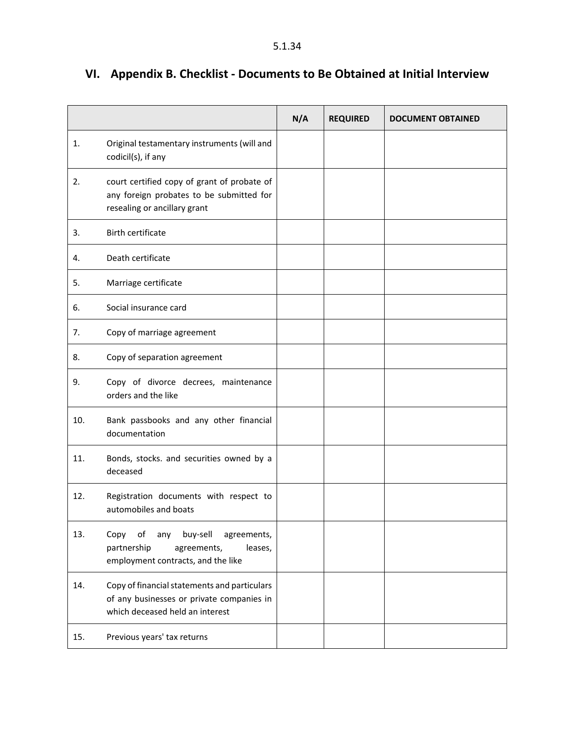# VI. Appendix B. Checklist - Documents to Be Obtained at Initial Interview

| | | N/A | REQUIRED | DOCUMENT OBTAINED |
|---|---|---|---|---|
| 1. | Original testamentary instruments (will and codicil(s), if any | | | |
| 2. | court certified copy of grant of probate of any foreign probates to be submitted for resealing or ancillary grant | | | |
| 3. | Birth certificate | | | |
| 4. | Death certificate | | | |
| 5. | Marriage certificate | | | |
| 6. | Social insurance card | | | |
| 7. | Copy of marriage agreement | | | |
| 8. | Copy of separation agreement | | | |
| 9. | Copy of divorce decrees, maintenance orders and the like | | | |
| 10. | Bank passbooks and any other financial documentation | | | |
| 11. | Bonds, stocks. and securities owned by a deceased | | | |
| 12. | Registration documents with respect to automobiles and boats | | | |
| 13. | Copy of any buy-sell agreements, partnership agreements, leases, employment contracts, and the like | | | |
| 14. | Copy of financial statements and particulars of any businesses or private companies in which deceased held an interest | | | |
| 15. | Previous years' tax returns | | | |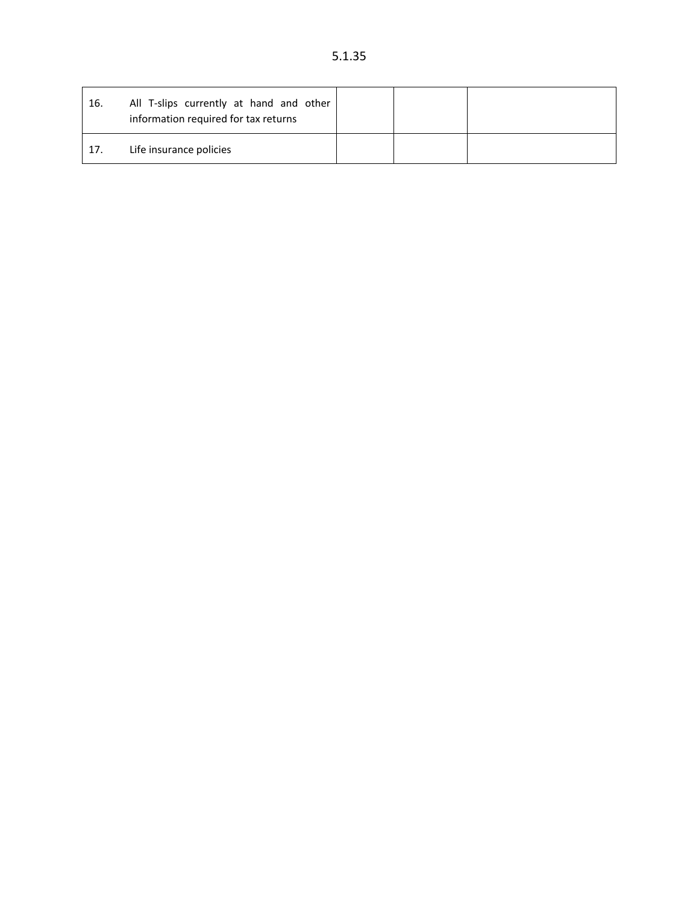| | | | | |
|---|---|---|---|---|
| 16. | All T-slips currently at hand and other information required for tax returns | | | |
| 17. | Life insurance policies | | | |